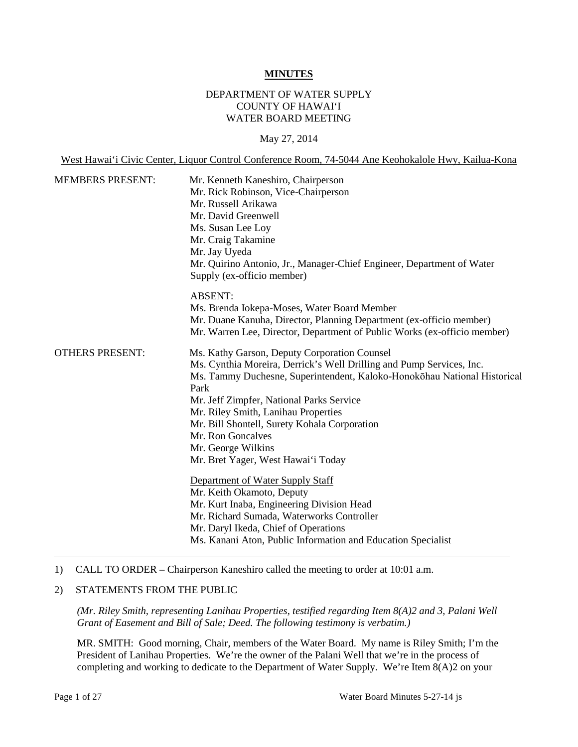# MINUTES

DEPARTMENT OF WATER SUPPLY
COUNTY OF HAWAI'I
WATER BOARD MEETING

May 27, 2014

West Hawai'i Civic Center, Liquor Control Conference Room, 74-5044 Ane Keohokalole Hwy, Kailua-Kona

MEMBERS PRESENT:

Mr. Kenneth Kaneshiro, Chairperson
Mr. Rick Robinson, Vice-Chairperson
Mr. Russell Arikawa
Mr. David Greenwell
Ms. Susan Lee Loy
Mr. Craig Takamine
Mr. Jay Uyeda
Mr. Quirino Antonio, Jr., Manager-Chief Engineer, Department of Water Supply (ex-officio member)

ABSENT:
Ms. Brenda Iokepa-Moses, Water Board Member
Mr. Duane Kanuha, Director, Planning Department (ex-officio member)
Mr. Warren Lee, Director, Department of Public Works (ex-officio member)

OTHERS PRESENT:

Ms. Kathy Garson, Deputy Corporation Counsel
Ms. Cynthia Moreira, Derrick's Well Drilling and Pump Services, Inc.
Ms. Tammy Duchesne, Superintendent, Kaloko-Honokōhau National Historical Park
Mr. Jeff Zimpfer, National Parks Service
Mr. Riley Smith, Lanihau Properties
Mr. Bill Shontell, Surety Kohala Corporation
Mr. Ron Goncalves
Mr. George Wilkins
Mr. Bret Yager, West Hawai'i Today

Department of Water Supply Staff
Mr. Keith Okamoto, Deputy
Mr. Kurt Inaba, Engineering Division Head
Mr. Richard Sumada, Waterworks Controller
Mr. Daryl Ikeda, Chief of Operations
Ms. Kanani Aton, Public Information and Education Specialist

---

1) CALL TO ORDER – Chairperson Kaneshiro called the meeting to order at 10:01 a.m.

2) STATEMENTS FROM THE PUBLIC

*(Mr. Riley Smith, representing Lanihau Properties, testified regarding Item 8(A)2 and 3, Palani Well Grant of Easement and Bill of Sale; Deed. The following testimony is verbatim.)*

MR. SMITH: Good morning, Chair, members of the Water Board. My name is Riley Smith; I'm the President of Lanihau Properties. We're the owner of the Palani Well that we're in the process of completing and working to dedicate to the Department of Water Supply. We're Item 8(A)2 on your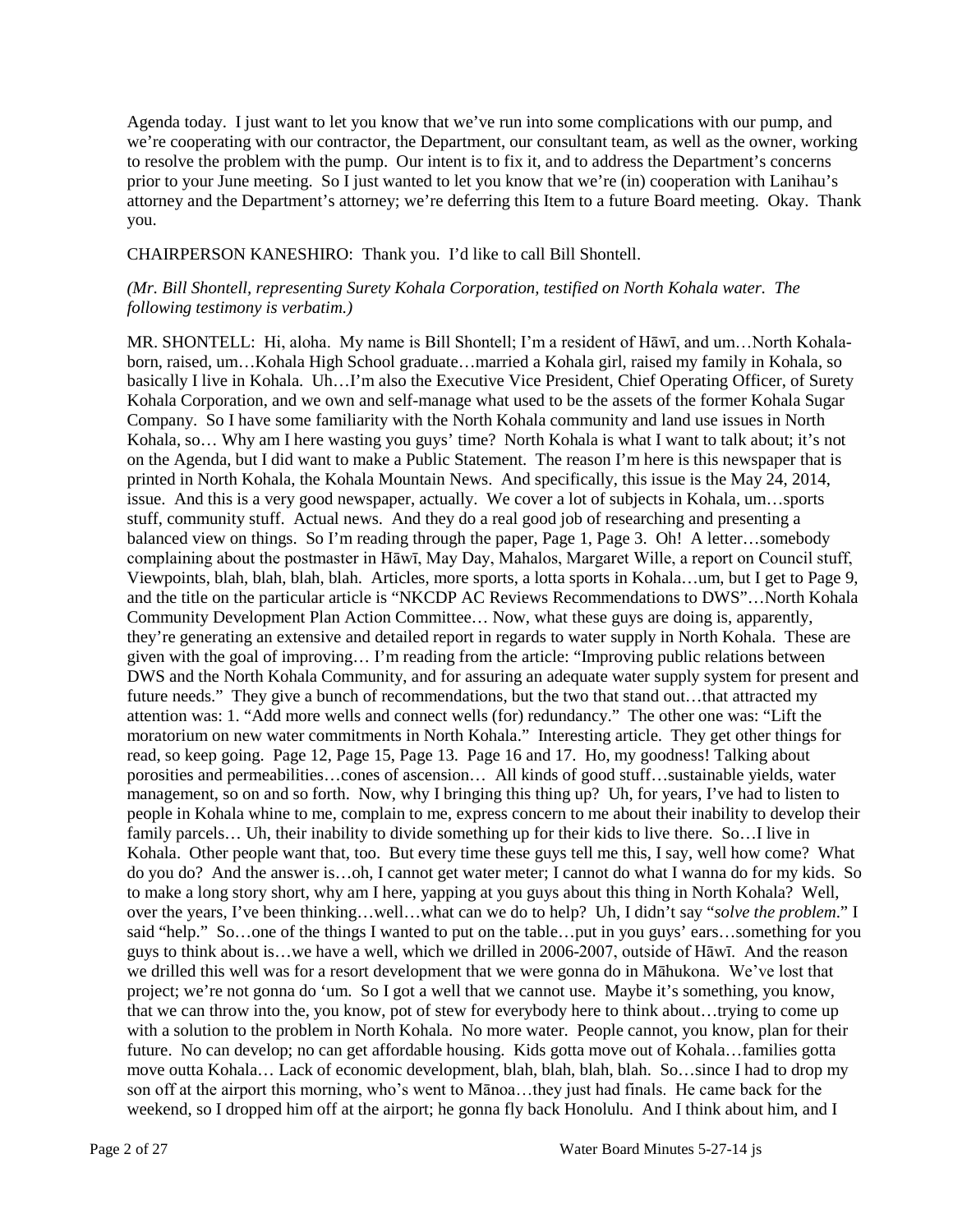Agenda today. I just want to let you know that we've run into some complications with our pump, and we're cooperating with our contractor, the Department, our consultant team, as well as the owner, working to resolve the problem with the pump. Our intent is to fix it, and to address the Department's concerns prior to your June meeting. So I just wanted to let you know that we're (in) cooperation with Lanihau's attorney and the Department's attorney; we're deferring this Item to a future Board meeting. Okay. Thank you.

CHAIRPERSON KANESHIRO: Thank you. I'd like to call Bill Shontell.

*(Mr. Bill Shontell, representing Surety Kohala Corporation, testified on North Kohala water. The following testimony is verbatim.)*

MR. SHONTELL: Hi, aloha. My name is Bill Shontell; I'm a resident of Hāwī, and um…North Kohala-born, raised, um…Kohala High School graduate…married a Kohala girl, raised my family in Kohala, so basically I live in Kohala. Uh…I'm also the Executive Vice President, Chief Operating Officer, of Surety Kohala Corporation, and we own and self-manage what used to be the assets of the former Kohala Sugar Company. So I have some familiarity with the North Kohala community and land use issues in North Kohala, so… Why am I here wasting you guys' time? North Kohala is what I want to talk about; it's not on the Agenda, but I did want to make a Public Statement. The reason I'm here is this newspaper that is printed in North Kohala, the Kohala Mountain News. And specifically, this issue is the May 24, 2014, issue. And this is a very good newspaper, actually. We cover a lot of subjects in Kohala, um…sports stuff, community stuff. Actual news. And they do a real good job of researching and presenting a balanced view on things. So I'm reading through the paper, Page 1, Page 3. Oh! A letter…somebody complaining about the postmaster in Hāwī, May Day, Mahalos, Margaret Wille, a report on Council stuff, Viewpoints, blah, blah, blah, blah. Articles, more sports, a lotta sports in Kohala…um, but I get to Page 9, and the title on the particular article is "NKCDP AC Reviews Recommendations to DWS"…North Kohala Community Development Plan Action Committee… Now, what these guys are doing is, apparently, they're generating an extensive and detailed report in regards to water supply in North Kohala. These are given with the goal of improving… I'm reading from the article: "Improving public relations between DWS and the North Kohala Community, and for assuring an adequate water supply system for present and future needs." They give a bunch of recommendations, but the two that stand out…that attracted my attention was: 1. "Add more wells and connect wells (for) redundancy." The other one was: "Lift the moratorium on new water commitments in North Kohala." Interesting article. They get other things for read, so keep going. Page 12, Page 15, Page 13. Page 16 and 17. Ho, my goodness! Talking about porosities and permeabilities…cones of ascension… All kinds of good stuff…sustainable yields, water management, so on and so forth. Now, why I bringing this thing up? Uh, for years, I've had to listen to people in Kohala whine to me, complain to me, express concern to me about their inability to develop their family parcels… Uh, their inability to divide something up for their kids to live there. So…I live in Kohala. Other people want that, too. But every time these guys tell me this, I say, well how come? What do you do? And the answer is…oh, I cannot get water meter; I cannot do what I wanna do for my kids. So to make a long story short, why am I here, yapping at you guys about this thing in North Kohala? Well, over the years, I've been thinking…well…what can we do to help? Uh, I didn't say "*solve the problem*." I said "help." So…one of the things I wanted to put on the table…put in you guys' ears…something for you guys to think about is…we have a well, which we drilled in 2006-2007, outside of Hāwī. And the reason we drilled this well was for a resort development that we were gonna do in Māhukona. We've lost that project; we're not gonna do 'um. So I got a well that we cannot use. Maybe it's something, you know, that we can throw into the, you know, pot of stew for everybody here to think about…trying to come up with a solution to the problem in North Kohala. No more water. People cannot, you know, plan for their future. No can develop; no can get affordable housing. Kids gotta move out of Kohala…families gotta move outta Kohala… Lack of economic development, blah, blah, blah, blah. So…since I had to drop my son off at the airport this morning, who's went to Mānoa…they just had finals. He came back for the weekend, so I dropped him off at the airport; he gonna fly back Honolulu. And I think about him, and I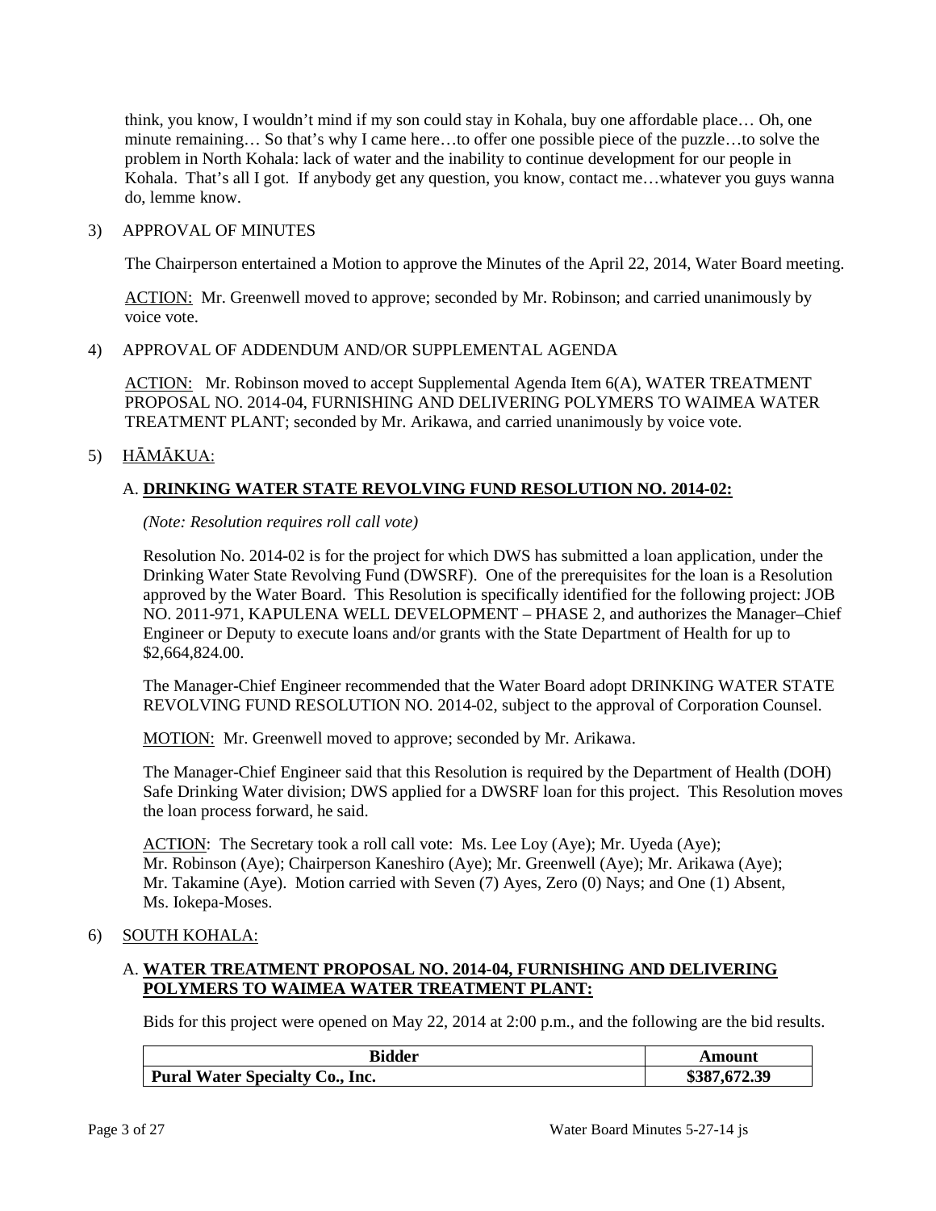think, you know, I wouldn't mind if my son could stay in Kohala, buy one affordable place… Oh, one minute remaining… So that's why I came here…to offer one possible piece of the puzzle…to solve the problem in North Kohala: lack of water and the inability to continue development for our people in Kohala. That's all I got. If anybody get any question, you know, contact me…whatever you guys wanna do, lemme know.

3) APPROVAL OF MINUTES

The Chairperson entertained a Motion to approve the Minutes of the April 22, 2014, Water Board meeting.

ACTION: Mr. Greenwell moved to approve; seconded by Mr. Robinson; and carried unanimously by voice vote.

4) APPROVAL OF ADDENDUM AND/OR SUPPLEMENTAL AGENDA

ACTION: Mr. Robinson moved to accept Supplemental Agenda Item 6(A), WATER TREATMENT PROPOSAL NO. 2014-04, FURNISHING AND DELIVERING POLYMERS TO WAIMEA WATER TREATMENT PLANT; seconded by Mr. Arikawa, and carried unanimously by voice vote.

5) HĀMĀKUA:

A. **DRINKING WATER STATE REVOLVING FUND RESOLUTION NO. 2014-02:**

*(Note: Resolution requires roll call vote)*

Resolution No. 2014-02 is for the project for which DWS has submitted a loan application, under the Drinking Water State Revolving Fund (DWSRF). One of the prerequisites for the loan is a Resolution approved by the Water Board. This Resolution is specifically identified for the following project: JOB NO. 2011-971, KAPULENA WELL DEVELOPMENT – PHASE 2, and authorizes the Manager–Chief Engineer or Deputy to execute loans and/or grants with the State Department of Health for up to $2,664,824.00.

The Manager-Chief Engineer recommended that the Water Board adopt DRINKING WATER STATE REVOLVING FUND RESOLUTION NO. 2014-02, subject to the approval of Corporation Counsel.

MOTION: Mr. Greenwell moved to approve; seconded by Mr. Arikawa.

The Manager-Chief Engineer said that this Resolution is required by the Department of Health (DOH) Safe Drinking Water division; DWS applied for a DWSRF loan for this project. This Resolution moves the loan process forward, he said.

ACTION: The Secretary took a roll call vote: Ms. Lee Loy (Aye); Mr. Uyeda (Aye); Mr. Robinson (Aye); Chairperson Kaneshiro (Aye); Mr. Greenwell (Aye); Mr. Arikawa (Aye); Mr. Takamine (Aye). Motion carried with Seven (7) Ayes, Zero (0) Nays; and One (1) Absent, Ms. Iokepa-Moses.

6) SOUTH KOHALA:

A. **WATER TREATMENT PROPOSAL NO. 2014-04, FURNISHING AND DELIVERING POLYMERS TO WAIMEA WATER TREATMENT PLANT:**

Bids for this project were opened on May 22, 2014 at 2:00 p.m., and the following are the bid results.

| Bidder | Amount |
| --- | --- |
| **Pural Water Specialty Co., Inc.** | **$387,672.39** |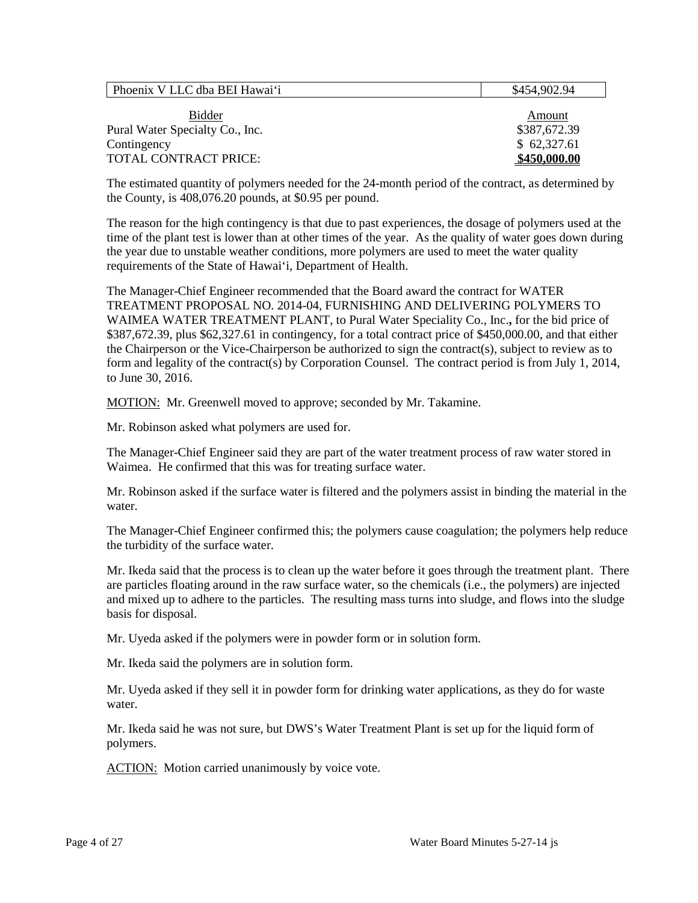| Phoenix V LLC dba BEI Hawai'i | $454,902.94 |
|---|---|

| Bidder | Amount |
|---|---|
| Pural Water Specialty Co., Inc. | $387,672.39 |
| Contingency | $ 62,327.61 |
| TOTAL CONTRACT PRICE: | **$450,000.00** |

The estimated quantity of polymers needed for the 24-month period of the contract, as determined by the County, is 408,076.20 pounds, at $0.95 per pound.

The reason for the high contingency is that due to past experiences, the dosage of polymers used at the time of the plant test is lower than at other times of the year. As the quality of water goes down during the year due to unstable weather conditions, more polymers are used to meet the water quality requirements of the State of Hawai'i, Department of Health.

The Manager-Chief Engineer recommended that the Board award the contract for WATER TREATMENT PROPOSAL NO. 2014-04, FURNISHING AND DELIVERING POLYMERS TO WAIMEA WATER TREATMENT PLANT, to Pural Water Speciality Co., Inc.**,** for the bid price of $387,672.39, plus $62,327.61 in contingency, for a total contract price of $450,000.00, and that either the Chairperson or the Vice-Chairperson be authorized to sign the contract(s), subject to review as to form and legality of the contract(s) by Corporation Counsel. The contract period is from July 1, 2014, to June 30, 2016.

MOTION: Mr. Greenwell moved to approve; seconded by Mr. Takamine.

Mr. Robinson asked what polymers are used for.

The Manager-Chief Engineer said they are part of the water treatment process of raw water stored in Waimea. He confirmed that this was for treating surface water.

Mr. Robinson asked if the surface water is filtered and the polymers assist in binding the material in the water.

The Manager-Chief Engineer confirmed this; the polymers cause coagulation; the polymers help reduce the turbidity of the surface water.

Mr. Ikeda said that the process is to clean up the water before it goes through the treatment plant. There are particles floating around in the raw surface water, so the chemicals (i.e., the polymers) are injected and mixed up to adhere to the particles. The resulting mass turns into sludge, and flows into the sludge basis for disposal.

Mr. Uyeda asked if the polymers were in powder form or in solution form.

Mr. Ikeda said the polymers are in solution form.

Mr. Uyeda asked if they sell it in powder form for drinking water applications, as they do for waste water.

Mr. Ikeda said he was not sure, but DWS's Water Treatment Plant is set up for the liquid form of polymers.

ACTION: Motion carried unanimously by voice vote.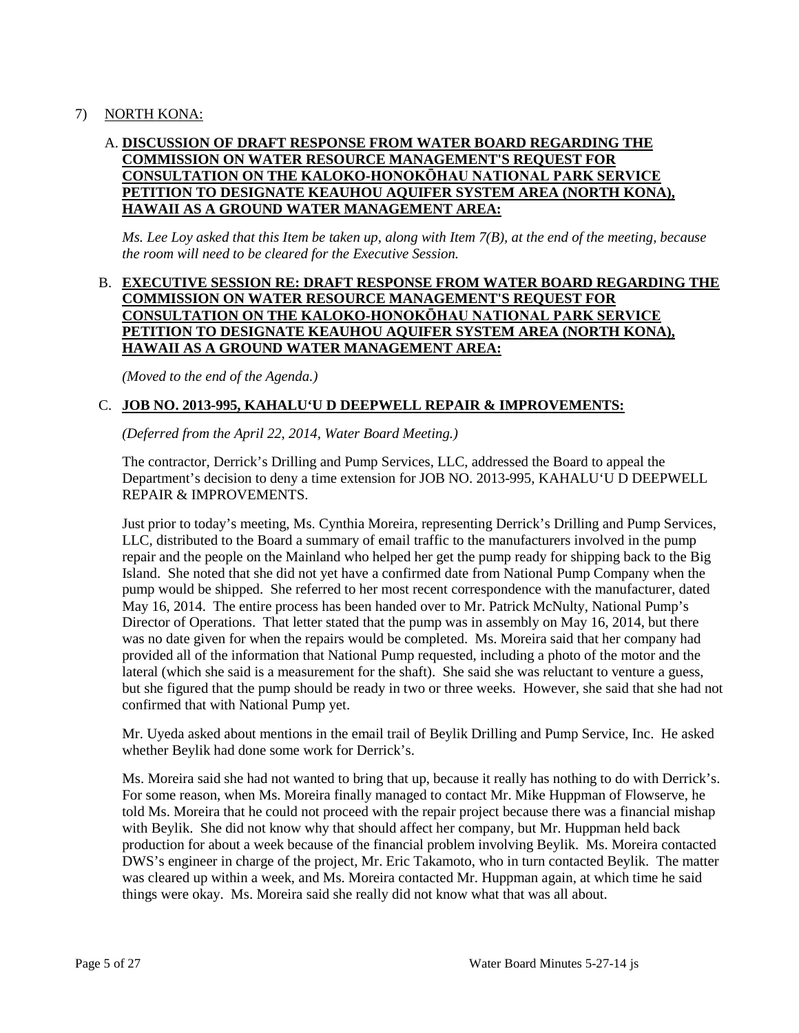7) NORTH KONA:

A. **DISCUSSION OF DRAFT RESPONSE FROM WATER BOARD REGARDING THE COMMISSION ON WATER RESOURCE MANAGEMENT'S REQUEST FOR CONSULTATION ON THE KALOKO-HONOKŌHAU NATIONAL PARK SERVICE PETITION TO DESIGNATE KEAUHOU AQUIFER SYSTEM AREA (NORTH KONA), HAWAII AS A GROUND WATER MANAGEMENT AREA:**

*Ms. Lee Loy asked that this Item be taken up, along with Item 7(B), at the end of the meeting, because the room will need to be cleared for the Executive Session.*

B. **EXECUTIVE SESSION RE: DRAFT RESPONSE FROM WATER BOARD REGARDING THE COMMISSION ON WATER RESOURCE MANAGEMENT'S REQUEST FOR CONSULTATION ON THE KALOKO-HONOKŌHAU NATIONAL PARK SERVICE PETITION TO DESIGNATE KEAUHOU AQUIFER SYSTEM AREA (NORTH KONA), HAWAII AS A GROUND WATER MANAGEMENT AREA:**

*(Moved to the end of the Agenda.)*

C. **JOB NO. 2013-995, KAHALU'U D DEEPWELL REPAIR & IMPROVEMENTS:**

*(Deferred from the April 22, 2014, Water Board Meeting.)*

The contractor, Derrick's Drilling and Pump Services, LLC, addressed the Board to appeal the Department's decision to deny a time extension for JOB NO. 2013-995, KAHALU'U D DEEPWELL REPAIR & IMPROVEMENTS.

Just prior to today's meeting, Ms. Cynthia Moreira, representing Derrick's Drilling and Pump Services, LLC, distributed to the Board a summary of email traffic to the manufacturers involved in the pump repair and the people on the Mainland who helped her get the pump ready for shipping back to the Big Island. She noted that she did not yet have a confirmed date from National Pump Company when the pump would be shipped. She referred to her most recent correspondence with the manufacturer, dated May 16, 2014. The entire process has been handed over to Mr. Patrick McNulty, National Pump's Director of Operations. That letter stated that the pump was in assembly on May 16, 2014, but there was no date given for when the repairs would be completed. Ms. Moreira said that her company had provided all of the information that National Pump requested, including a photo of the motor and the lateral (which she said is a measurement for the shaft). She said she was reluctant to venture a guess, but she figured that the pump should be ready in two or three weeks. However, she said that she had not confirmed that with National Pump yet.

Mr. Uyeda asked about mentions in the email trail of Beylik Drilling and Pump Service, Inc. He asked whether Beylik had done some work for Derrick's.

Ms. Moreira said she had not wanted to bring that up, because it really has nothing to do with Derrick's. For some reason, when Ms. Moreira finally managed to contact Mr. Mike Huppman of Flowserve, he told Ms. Moreira that he could not proceed with the repair project because there was a financial mishap with Beylik. She did not know why that should affect her company, but Mr. Huppman held back production for about a week because of the financial problem involving Beylik. Ms. Moreira contacted DWS's engineer in charge of the project, Mr. Eric Takamoto, who in turn contacted Beylik. The matter was cleared up within a week, and Ms. Moreira contacted Mr. Huppman again, at which time he said things were okay. Ms. Moreira said she really did not know what that was all about.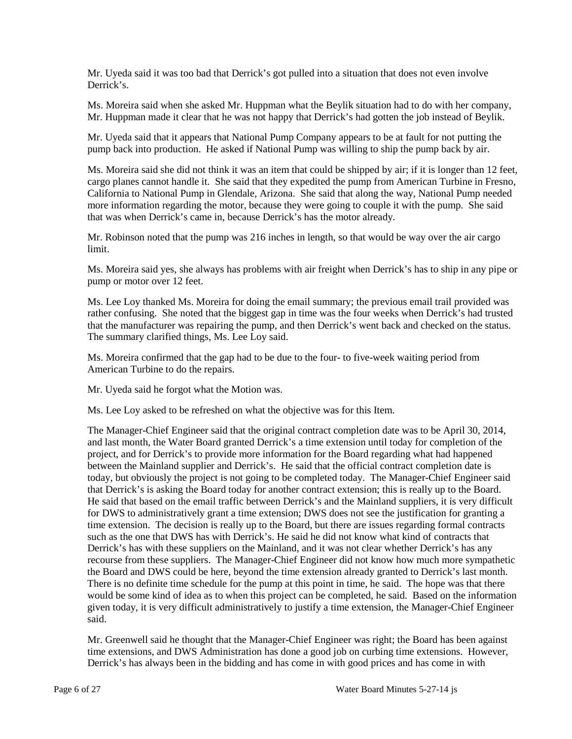Mr. Uyeda said it was too bad that Derrick's got pulled into a situation that does not even involve Derrick's.

Ms. Moreira said when she asked Mr. Huppman what the Beylik situation had to do with her company, Mr. Huppman made it clear that he was not happy that Derrick's had gotten the job instead of Beylik.

Mr. Uyeda said that it appears that National Pump Company appears to be at fault for not putting the pump back into production. He asked if National Pump was willing to ship the pump back by air.

Ms. Moreira said she did not think it was an item that could be shipped by air; if it is longer than 12 feet, cargo planes cannot handle it. She said that they expedited the pump from American Turbine in Fresno, California to National Pump in Glendale, Arizona. She said that along the way, National Pump needed more information regarding the motor, because they were going to couple it with the pump. She said that was when Derrick's came in, because Derrick's has the motor already.

Mr. Robinson noted that the pump was 216 inches in length, so that would be way over the air cargo limit.

Ms. Moreira said yes, she always has problems with air freight when Derrick's has to ship in any pipe or pump or motor over 12 feet.

Ms. Lee Loy thanked Ms. Moreira for doing the email summary; the previous email trail provided was rather confusing. She noted that the biggest gap in time was the four weeks when Derrick's had trusted that the manufacturer was repairing the pump, and then Derrick's went back and checked on the status. The summary clarified things, Ms. Lee Loy said.

Ms. Moreira confirmed that the gap had to be due to the four- to five-week waiting period from American Turbine to do the repairs.

Mr. Uyeda said he forgot what the Motion was.

Ms. Lee Loy asked to be refreshed on what the objective was for this Item.

The Manager-Chief Engineer said that the original contract completion date was to be April 30, 2014, and last month, the Water Board granted Derrick's a time extension until today for completion of the project, and for Derrick's to provide more information for the Board regarding what had happened between the Mainland supplier and Derrick's. He said that the official contract completion date is today, but obviously the project is not going to be completed today. The Manager-Chief Engineer said that Derrick's is asking the Board today for another contract extension; this is really up to the Board. He said that based on the email traffic between Derrick's and the Mainland suppliers, it is very difficult for DWS to administratively grant a time extension; DWS does not see the justification for granting a time extension. The decision is really up to the Board, but there are issues regarding formal contracts such as the one that DWS has with Derrick's. He said he did not know what kind of contracts that Derrick's has with these suppliers on the Mainland, and it was not clear whether Derrick's has any recourse from these suppliers. The Manager-Chief Engineer did not know how much more sympathetic the Board and DWS could be here, beyond the time extension already granted to Derrick's last month. There is no definite time schedule for the pump at this point in time, he said. The hope was that there would be some kind of idea as to when this project can be completed, he said. Based on the information given today, it is very difficult administratively to justify a time extension, the Manager-Chief Engineer said.

Mr. Greenwell said he thought that the Manager-Chief Engineer was right; the Board has been against time extensions, and DWS Administration has done a good job on curbing time extensions. However, Derrick's has always been in the bidding and has come in with good prices and has come in with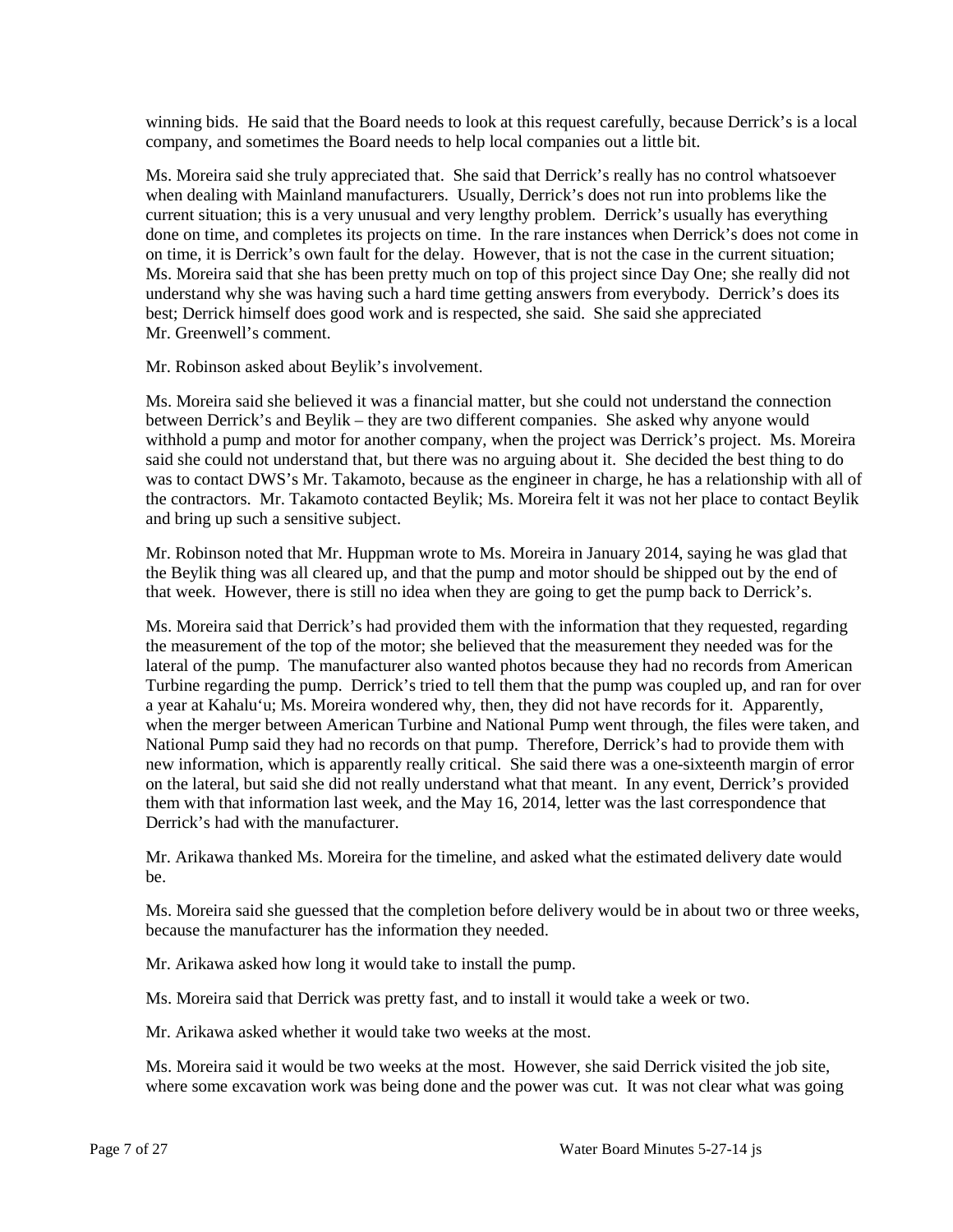winning bids. He said that the Board needs to look at this request carefully, because Derrick's is a local company, and sometimes the Board needs to help local companies out a little bit.

Ms. Moreira said she truly appreciated that. She said that Derrick's really has no control whatsoever when dealing with Mainland manufacturers. Usually, Derrick's does not run into problems like the current situation; this is a very unusual and very lengthy problem. Derrick's usually has everything done on time, and completes its projects on time. In the rare instances when Derrick's does not come in on time, it is Derrick's own fault for the delay. However, that is not the case in the current situation; Ms. Moreira said that she has been pretty much on top of this project since Day One; she really did not understand why she was having such a hard time getting answers from everybody. Derrick's does its best; Derrick himself does good work and is respected, she said. She said she appreciated Mr. Greenwell's comment.

Mr. Robinson asked about Beylik's involvement.

Ms. Moreira said she believed it was a financial matter, but she could not understand the connection between Derrick's and Beylik – they are two different companies. She asked why anyone would withhold a pump and motor for another company, when the project was Derrick's project. Ms. Moreira said she could not understand that, but there was no arguing about it. She decided the best thing to do was to contact DWS's Mr. Takamoto, because as the engineer in charge, he has a relationship with all of the contractors. Mr. Takamoto contacted Beylik; Ms. Moreira felt it was not her place to contact Beylik and bring up such a sensitive subject.

Mr. Robinson noted that Mr. Huppman wrote to Ms. Moreira in January 2014, saying he was glad that the Beylik thing was all cleared up, and that the pump and motor should be shipped out by the end of that week. However, there is still no idea when they are going to get the pump back to Derrick's.

Ms. Moreira said that Derrick's had provided them with the information that they requested, regarding the measurement of the top of the motor; she believed that the measurement they needed was for the lateral of the pump. The manufacturer also wanted photos because they had no records from American Turbine regarding the pump. Derrick's tried to tell them that the pump was coupled up, and ran for over a year at Kahalu'u; Ms. Moreira wondered why, then, they did not have records for it. Apparently, when the merger between American Turbine and National Pump went through, the files were taken, and National Pump said they had no records on that pump. Therefore, Derrick's had to provide them with new information, which is apparently really critical. She said there was a one-sixteenth margin of error on the lateral, but said she did not really understand what that meant. In any event, Derrick's provided them with that information last week, and the May 16, 2014, letter was the last correspondence that Derrick's had with the manufacturer.

Mr. Arikawa thanked Ms. Moreira for the timeline, and asked what the estimated delivery date would be.

Ms. Moreira said she guessed that the completion before delivery would be in about two or three weeks, because the manufacturer has the information they needed.

Mr. Arikawa asked how long it would take to install the pump.

Ms. Moreira said that Derrick was pretty fast, and to install it would take a week or two.

Mr. Arikawa asked whether it would take two weeks at the most.

Ms. Moreira said it would be two weeks at the most. However, she said Derrick visited the job site, where some excavation work was being done and the power was cut. It was not clear what was going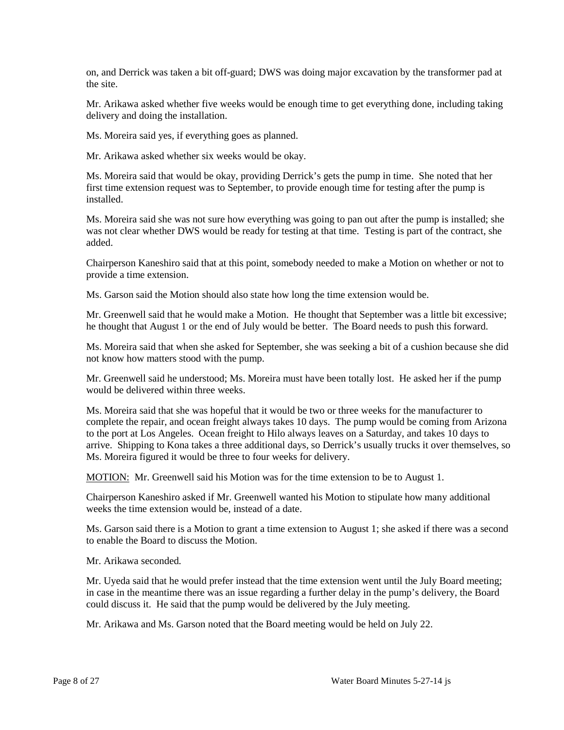on, and Derrick was taken a bit off-guard; DWS was doing major excavation by the transformer pad at the site.

Mr. Arikawa asked whether five weeks would be enough time to get everything done, including taking delivery and doing the installation.

Ms. Moreira said yes, if everything goes as planned.

Mr. Arikawa asked whether six weeks would be okay.

Ms. Moreira said that would be okay, providing Derrick's gets the pump in time. She noted that her first time extension request was to September, to provide enough time for testing after the pump is installed.

Ms. Moreira said she was not sure how everything was going to pan out after the pump is installed; she was not clear whether DWS would be ready for testing at that time. Testing is part of the contract, she added.

Chairperson Kaneshiro said that at this point, somebody needed to make a Motion on whether or not to provide a time extension.

Ms. Garson said the Motion should also state how long the time extension would be.

Mr. Greenwell said that he would make a Motion. He thought that September was a little bit excessive; he thought that August 1 or the end of July would be better. The Board needs to push this forward.

Ms. Moreira said that when she asked for September, she was seeking a bit of a cushion because she did not know how matters stood with the pump.

Mr. Greenwell said he understood; Ms. Moreira must have been totally lost. He asked her if the pump would be delivered within three weeks.

Ms. Moreira said that she was hopeful that it would be two or three weeks for the manufacturer to complete the repair, and ocean freight always takes 10 days. The pump would be coming from Arizona to the port at Los Angeles. Ocean freight to Hilo always leaves on a Saturday, and takes 10 days to arrive. Shipping to Kona takes a three additional days, so Derrick's usually trucks it over themselves, so Ms. Moreira figured it would be three to four weeks for delivery.

MOTION: Mr. Greenwell said his Motion was for the time extension to be to August 1.

Chairperson Kaneshiro asked if Mr. Greenwell wanted his Motion to stipulate how many additional weeks the time extension would be, instead of a date.

Ms. Garson said there is a Motion to grant a time extension to August 1; she asked if there was a second to enable the Board to discuss the Motion.

Mr. Arikawa seconded.

Mr. Uyeda said that he would prefer instead that the time extension went until the July Board meeting; in case in the meantime there was an issue regarding a further delay in the pump's delivery, the Board could discuss it. He said that the pump would be delivered by the July meeting.

Mr. Arikawa and Ms. Garson noted that the Board meeting would be held on July 22.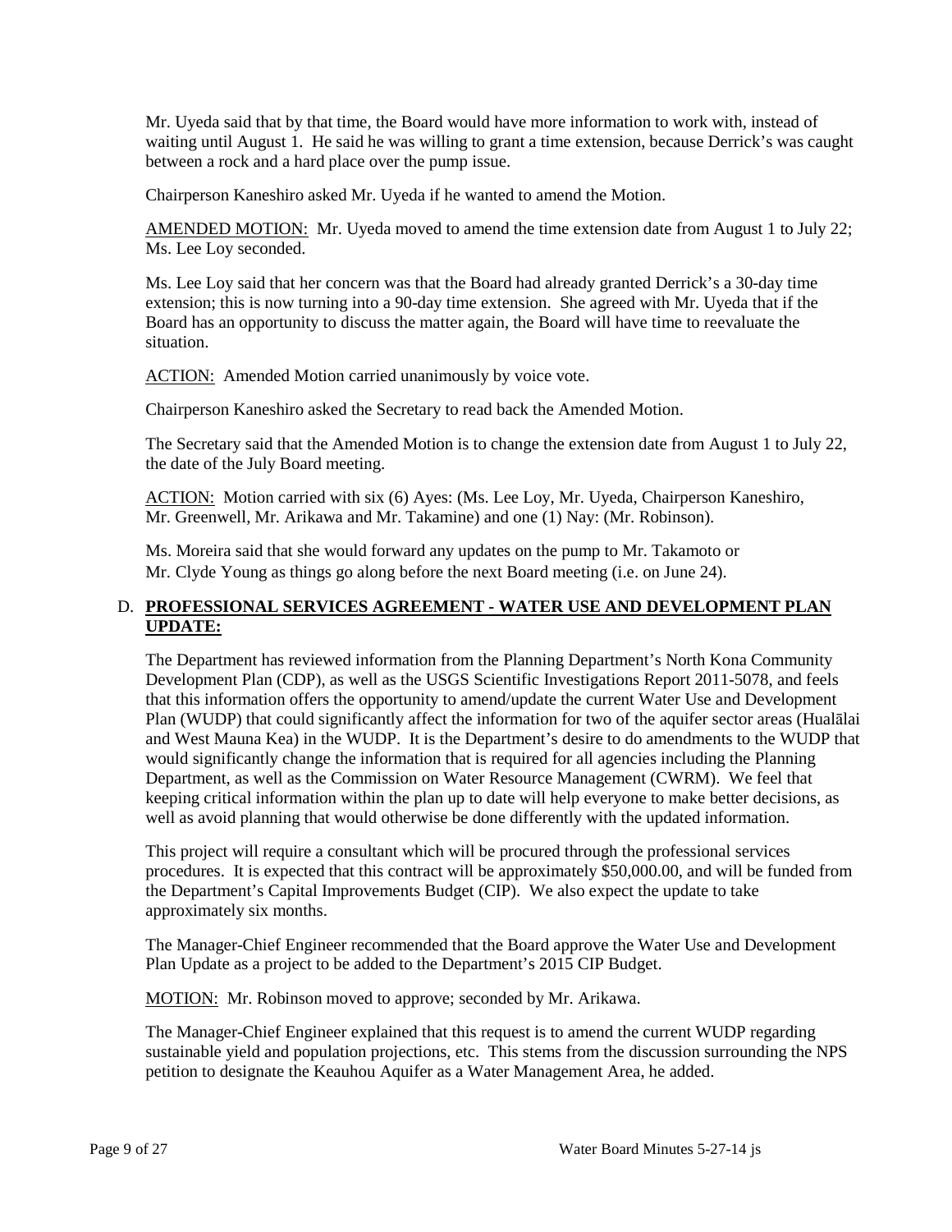Mr. Uyeda said that by that time, the Board would have more information to work with, instead of waiting until August 1. He said he was willing to grant a time extension, because Derrick's was caught between a rock and a hard place over the pump issue.

Chairperson Kaneshiro asked Mr. Uyeda if he wanted to amend the Motion.

AMENDED MOTION: Mr. Uyeda moved to amend the time extension date from August 1 to July 22; Ms. Lee Loy seconded.

Ms. Lee Loy said that her concern was that the Board had already granted Derrick's a 30-day time extension; this is now turning into a 90-day time extension. She agreed with Mr. Uyeda that if the Board has an opportunity to discuss the matter again, the Board will have time to reevaluate the situation.

ACTION: Amended Motion carried unanimously by voice vote.

Chairperson Kaneshiro asked the Secretary to read back the Amended Motion.

The Secretary said that the Amended Motion is to change the extension date from August 1 to July 22, the date of the July Board meeting.

ACTION: Motion carried with six (6) Ayes: (Ms. Lee Loy, Mr. Uyeda, Chairperson Kaneshiro, Mr. Greenwell, Mr. Arikawa and Mr. Takamine) and one (1) Nay: (Mr. Robinson).

Ms. Moreira said that she would forward any updates on the pump to Mr. Takamoto or Mr. Clyde Young as things go along before the next Board meeting (i.e. on June 24).

D. **PROFESSIONAL SERVICES AGREEMENT - WATER USE AND DEVELOPMENT PLAN UPDATE:**

The Department has reviewed information from the Planning Department's North Kona Community Development Plan (CDP), as well as the USGS Scientific Investigations Report 2011-5078, and feels that this information offers the opportunity to amend/update the current Water Use and Development Plan (WUDP) that could significantly affect the information for two of the aquifer sector areas (Hualālai and West Mauna Kea) in the WUDP. It is the Department's desire to do amendments to the WUDP that would significantly change the information that is required for all agencies including the Planning Department, as well as the Commission on Water Resource Management (CWRM). We feel that keeping critical information within the plan up to date will help everyone to make better decisions, as well as avoid planning that would otherwise be done differently with the updated information.

This project will require a consultant which will be procured through the professional services procedures. It is expected that this contract will be approximately $50,000.00, and will be funded from the Department's Capital Improvements Budget (CIP). We also expect the update to take approximately six months.

The Manager-Chief Engineer recommended that the Board approve the Water Use and Development Plan Update as a project to be added to the Department's 2015 CIP Budget.

MOTION: Mr. Robinson moved to approve; seconded by Mr. Arikawa.

The Manager-Chief Engineer explained that this request is to amend the current WUDP regarding sustainable yield and population projections, etc. This stems from the discussion surrounding the NPS petition to designate the Keauhou Aquifer as a Water Management Area, he added.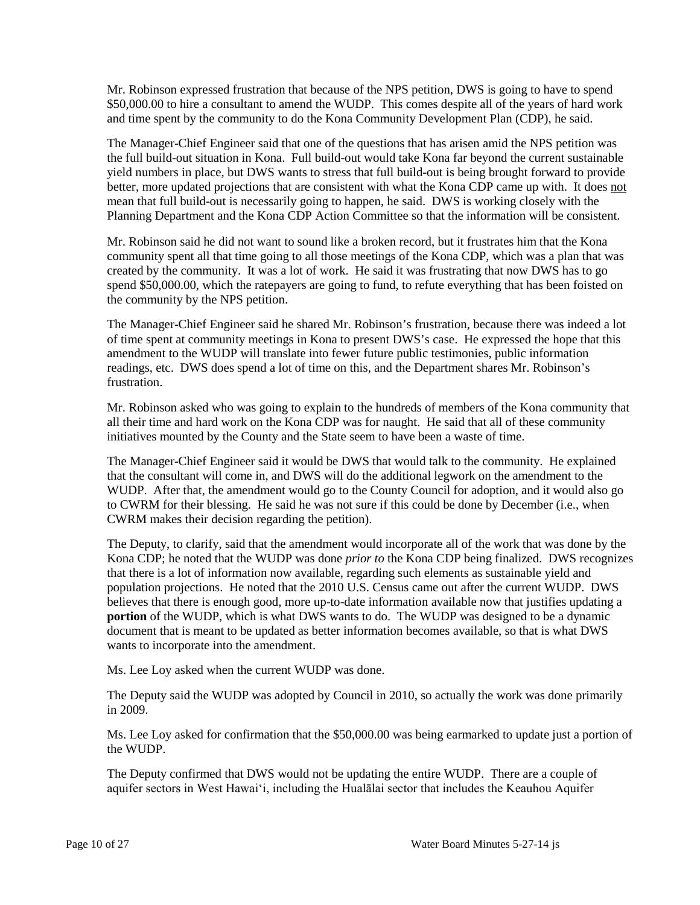Mr. Robinson expressed frustration that because of the NPS petition, DWS is going to have to spend $50,000.00 to hire a consultant to amend the WUDP. This comes despite all of the years of hard work and time spent by the community to do the Kona Community Development Plan (CDP), he said.

The Manager-Chief Engineer said that one of the questions that has arisen amid the NPS petition was the full build-out situation in Kona. Full build-out would take Kona far beyond the current sustainable yield numbers in place, but DWS wants to stress that full build-out is being brought forward to provide better, more updated projections that are consistent with what the Kona CDP came up with. It does not mean that full build-out is necessarily going to happen, he said. DWS is working closely with the Planning Department and the Kona CDP Action Committee so that the information will be consistent.

Mr. Robinson said he did not want to sound like a broken record, but it frustrates him that the Kona community spent all that time going to all those meetings of the Kona CDP, which was a plan that was created by the community. It was a lot of work. He said it was frustrating that now DWS has to go spend $50,000.00, which the ratepayers are going to fund, to refute everything that has been foisted on the community by the NPS petition.

The Manager-Chief Engineer said he shared Mr. Robinson's frustration, because there was indeed a lot of time spent at community meetings in Kona to present DWS's case. He expressed the hope that this amendment to the WUDP will translate into fewer future public testimonies, public information readings, etc. DWS does spend a lot of time on this, and the Department shares Mr. Robinson's frustration.

Mr. Robinson asked who was going to explain to the hundreds of members of the Kona community that all their time and hard work on the Kona CDP was for naught. He said that all of these community initiatives mounted by the County and the State seem to have been a waste of time.

The Manager-Chief Engineer said it would be DWS that would talk to the community. He explained that the consultant will come in, and DWS will do the additional legwork on the amendment to the WUDP. After that, the amendment would go to the County Council for adoption, and it would also go to CWRM for their blessing. He said he was not sure if this could be done by December (i.e., when CWRM makes their decision regarding the petition).

The Deputy, to clarify, said that the amendment would incorporate all of the work that was done by the Kona CDP; he noted that the WUDP was done *prior to* the Kona CDP being finalized. DWS recognizes that there is a lot of information now available, regarding such elements as sustainable yield and population projections. He noted that the 2010 U.S. Census came out after the current WUDP. DWS believes that there is enough good, more up-to-date information available now that justifies updating a **portion** of the WUDP, which is what DWS wants to do. The WUDP was designed to be a dynamic document that is meant to be updated as better information becomes available, so that is what DWS wants to incorporate into the amendment.

Ms. Lee Loy asked when the current WUDP was done.

The Deputy said the WUDP was adopted by Council in 2010, so actually the work was done primarily in 2009.

Ms. Lee Loy asked for confirmation that the $50,000.00 was being earmarked to update just a portion of the WUDP.

The Deputy confirmed that DWS would not be updating the entire WUDP. There are a couple of aquifer sectors in West Hawai'i, including the Hualālai sector that includes the Keauhou Aquifer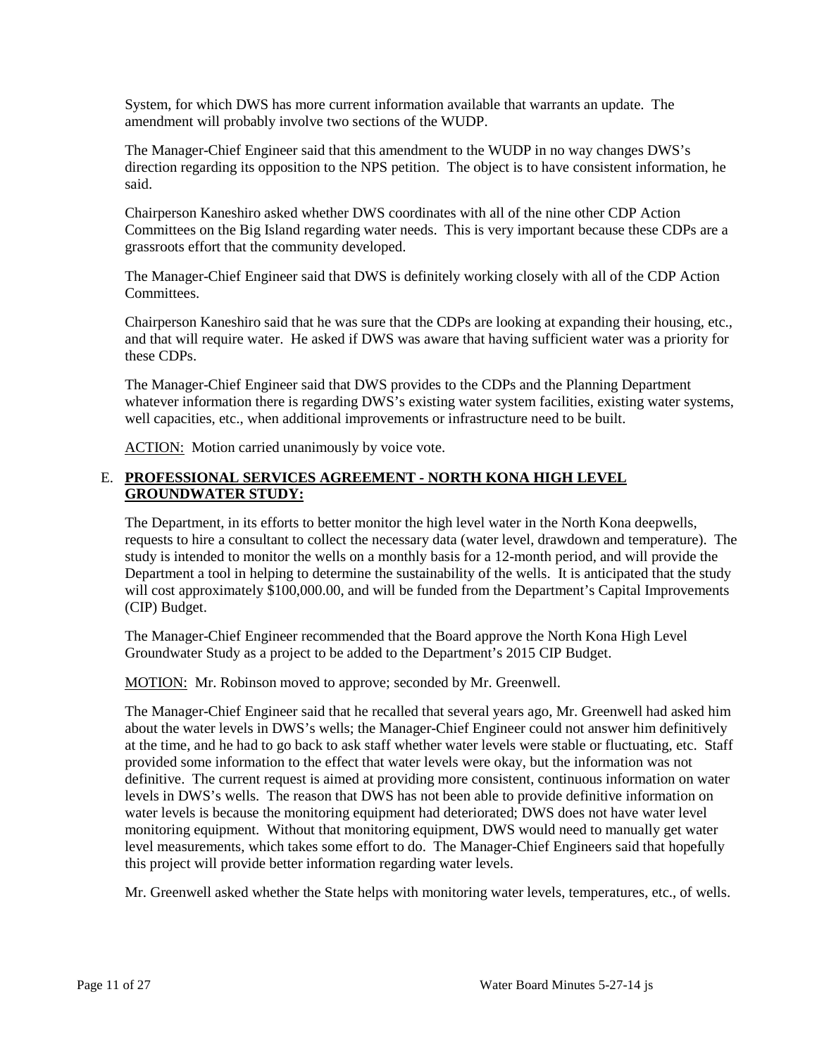System, for which DWS has more current information available that warrants an update. The amendment will probably involve two sections of the WUDP.

The Manager-Chief Engineer said that this amendment to the WUDP in no way changes DWS's direction regarding its opposition to the NPS petition. The object is to have consistent information, he said.

Chairperson Kaneshiro asked whether DWS coordinates with all of the nine other CDP Action Committees on the Big Island regarding water needs. This is very important because these CDPs are a grassroots effort that the community developed.

The Manager-Chief Engineer said that DWS is definitely working closely with all of the CDP Action Committees.

Chairperson Kaneshiro said that he was sure that the CDPs are looking at expanding their housing, etc., and that will require water. He asked if DWS was aware that having sufficient water was a priority for these CDPs.

The Manager-Chief Engineer said that DWS provides to the CDPs and the Planning Department whatever information there is regarding DWS's existing water system facilities, existing water systems, well capacities, etc., when additional improvements or infrastructure need to be built.

ACTION: Motion carried unanimously by voice vote.

E. **PROFESSIONAL SERVICES AGREEMENT - NORTH KONA HIGH LEVEL GROUNDWATER STUDY:**

The Department, in its efforts to better monitor the high level water in the North Kona deepwells, requests to hire a consultant to collect the necessary data (water level, drawdown and temperature). The study is intended to monitor the wells on a monthly basis for a 12-month period, and will provide the Department a tool in helping to determine the sustainability of the wells. It is anticipated that the study will cost approximately $100,000.00, and will be funded from the Department's Capital Improvements (CIP) Budget.

The Manager-Chief Engineer recommended that the Board approve the North Kona High Level Groundwater Study as a project to be added to the Department's 2015 CIP Budget.

MOTION: Mr. Robinson moved to approve; seconded by Mr. Greenwell.

The Manager-Chief Engineer said that he recalled that several years ago, Mr. Greenwell had asked him about the water levels in DWS's wells; the Manager-Chief Engineer could not answer him definitively at the time, and he had to go back to ask staff whether water levels were stable or fluctuating, etc. Staff provided some information to the effect that water levels were okay, but the information was not definitive. The current request is aimed at providing more consistent, continuous information on water levels in DWS's wells. The reason that DWS has not been able to provide definitive information on water levels is because the monitoring equipment had deteriorated; DWS does not have water level monitoring equipment. Without that monitoring equipment, DWS would need to manually get water level measurements, which takes some effort to do. The Manager-Chief Engineers said that hopefully this project will provide better information regarding water levels.

Mr. Greenwell asked whether the State helps with monitoring water levels, temperatures, etc., of wells.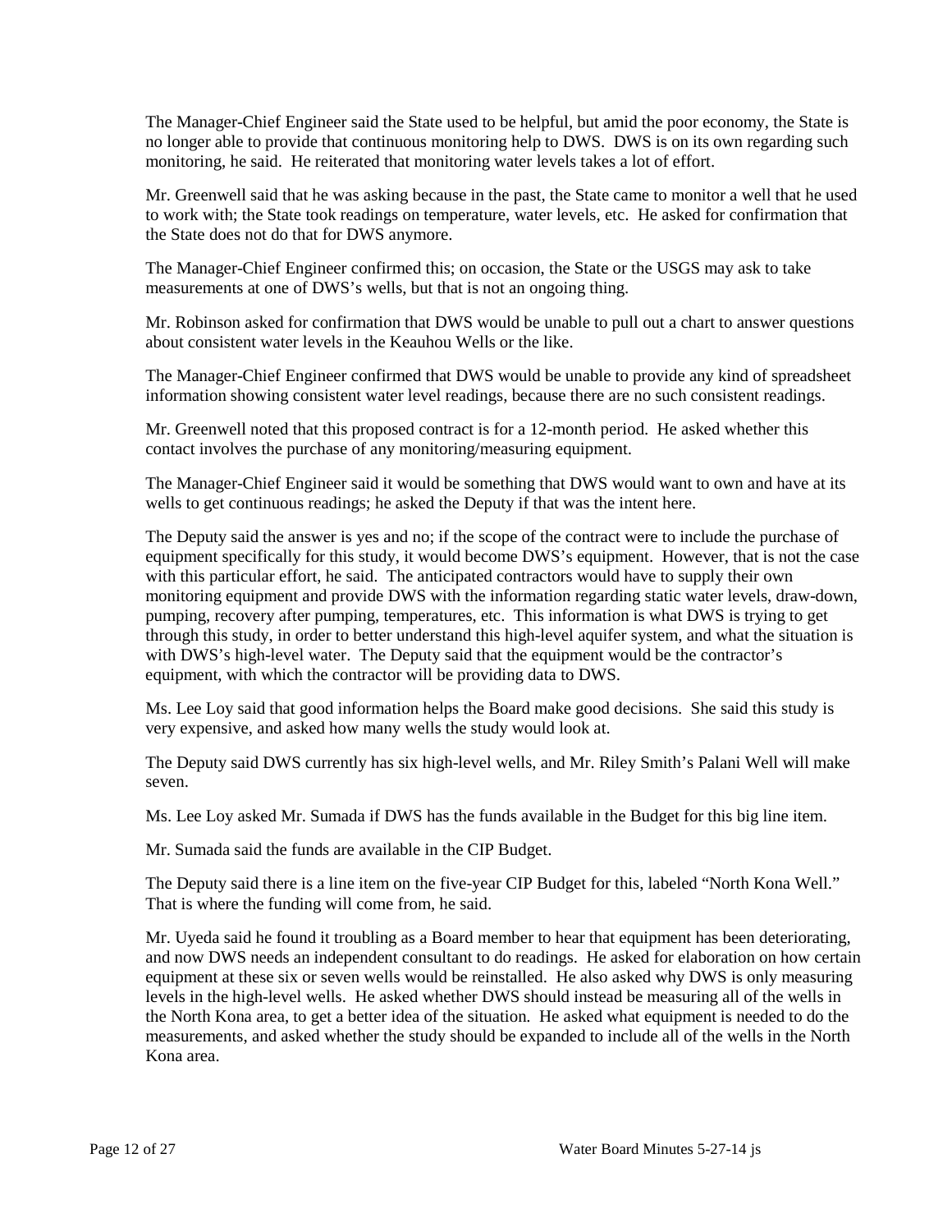The Manager-Chief Engineer said the State used to be helpful, but amid the poor economy, the State is no longer able to provide that continuous monitoring help to DWS. DWS is on its own regarding such monitoring, he said. He reiterated that monitoring water levels takes a lot of effort.

Mr. Greenwell said that he was asking because in the past, the State came to monitor a well that he used to work with; the State took readings on temperature, water levels, etc. He asked for confirmation that the State does not do that for DWS anymore.

The Manager-Chief Engineer confirmed this; on occasion, the State or the USGS may ask to take measurements at one of DWS's wells, but that is not an ongoing thing.

Mr. Robinson asked for confirmation that DWS would be unable to pull out a chart to answer questions about consistent water levels in the Keauhou Wells or the like.

The Manager-Chief Engineer confirmed that DWS would be unable to provide any kind of spreadsheet information showing consistent water level readings, because there are no such consistent readings.

Mr. Greenwell noted that this proposed contract is for a 12-month period. He asked whether this contact involves the purchase of any monitoring/measuring equipment.

The Manager-Chief Engineer said it would be something that DWS would want to own and have at its wells to get continuous readings; he asked the Deputy if that was the intent here.

The Deputy said the answer is yes and no; if the scope of the contract were to include the purchase of equipment specifically for this study, it would become DWS's equipment. However, that is not the case with this particular effort, he said. The anticipated contractors would have to supply their own monitoring equipment and provide DWS with the information regarding static water levels, draw-down, pumping, recovery after pumping, temperatures, etc. This information is what DWS is trying to get through this study, in order to better understand this high-level aquifer system, and what the situation is with DWS's high-level water. The Deputy said that the equipment would be the contractor's equipment, with which the contractor will be providing data to DWS.

Ms. Lee Loy said that good information helps the Board make good decisions. She said this study is very expensive, and asked how many wells the study would look at.

The Deputy said DWS currently has six high-level wells, and Mr. Riley Smith's Palani Well will make seven.

Ms. Lee Loy asked Mr. Sumada if DWS has the funds available in the Budget for this big line item.

Mr. Sumada said the funds are available in the CIP Budget.

The Deputy said there is a line item on the five-year CIP Budget for this, labeled "North Kona Well." That is where the funding will come from, he said.

Mr. Uyeda said he found it troubling as a Board member to hear that equipment has been deteriorating, and now DWS needs an independent consultant to do readings. He asked for elaboration on how certain equipment at these six or seven wells would be reinstalled. He also asked why DWS is only measuring levels in the high-level wells. He asked whether DWS should instead be measuring all of the wells in the North Kona area, to get a better idea of the situation. He asked what equipment is needed to do the measurements, and asked whether the study should be expanded to include all of the wells in the North Kona area.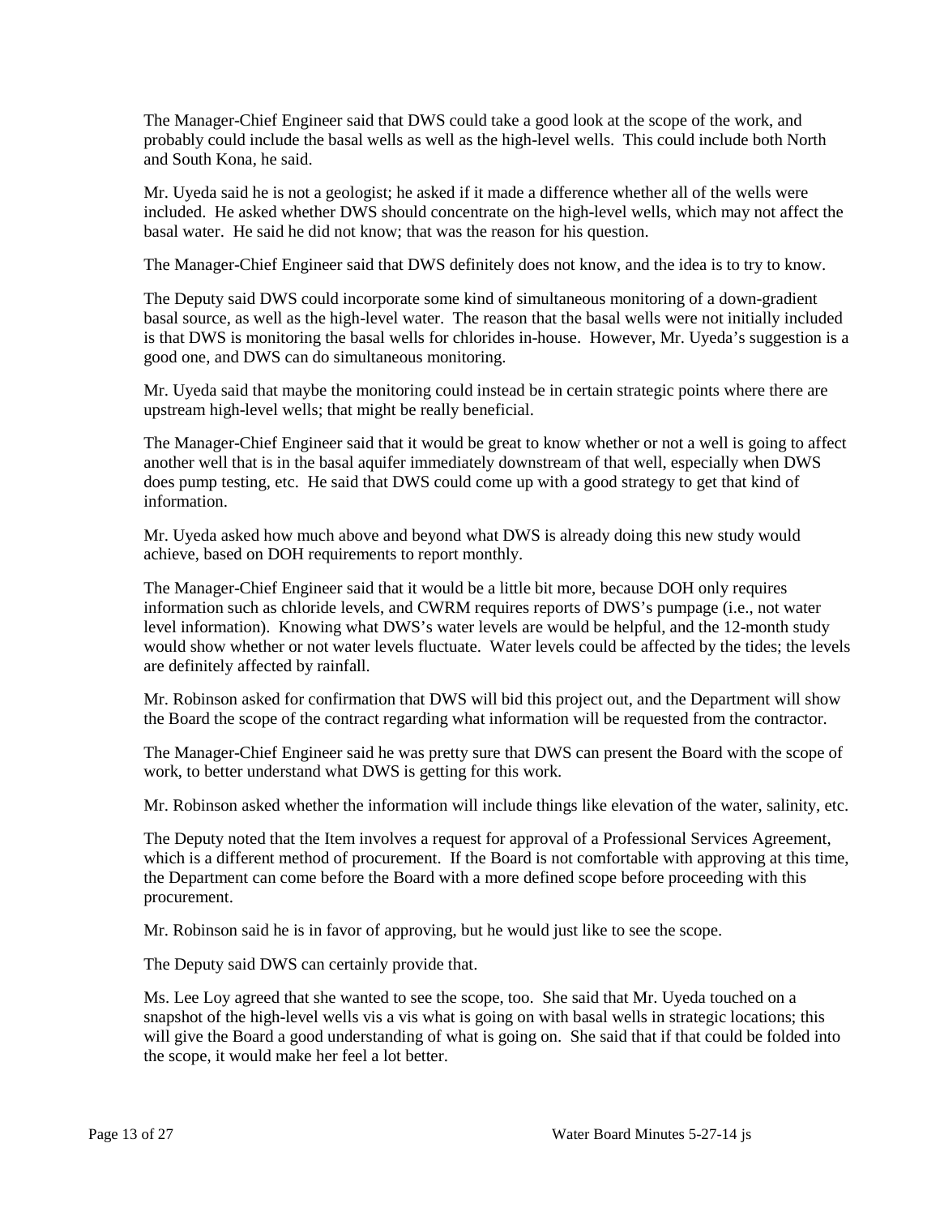The Manager-Chief Engineer said that DWS could take a good look at the scope of the work, and probably could include the basal wells as well as the high-level wells. This could include both North and South Kona, he said.

Mr. Uyeda said he is not a geologist; he asked if it made a difference whether all of the wells were included. He asked whether DWS should concentrate on the high-level wells, which may not affect the basal water. He said he did not know; that was the reason for his question.

The Manager-Chief Engineer said that DWS definitely does not know, and the idea is to try to know.

The Deputy said DWS could incorporate some kind of simultaneous monitoring of a down-gradient basal source, as well as the high-level water. The reason that the basal wells were not initially included is that DWS is monitoring the basal wells for chlorides in-house. However, Mr. Uyeda's suggestion is a good one, and DWS can do simultaneous monitoring.

Mr. Uyeda said that maybe the monitoring could instead be in certain strategic points where there are upstream high-level wells; that might be really beneficial.

The Manager-Chief Engineer said that it would be great to know whether or not a well is going to affect another well that is in the basal aquifer immediately downstream of that well, especially when DWS does pump testing, etc. He said that DWS could come up with a good strategy to get that kind of information.

Mr. Uyeda asked how much above and beyond what DWS is already doing this new study would achieve, based on DOH requirements to report monthly.

The Manager-Chief Engineer said that it would be a little bit more, because DOH only requires information such as chloride levels, and CWRM requires reports of DWS's pumpage (i.e., not water level information). Knowing what DWS's water levels are would be helpful, and the 12-month study would show whether or not water levels fluctuate. Water levels could be affected by the tides; the levels are definitely affected by rainfall.

Mr. Robinson asked for confirmation that DWS will bid this project out, and the Department will show the Board the scope of the contract regarding what information will be requested from the contractor.

The Manager-Chief Engineer said he was pretty sure that DWS can present the Board with the scope of work, to better understand what DWS is getting for this work.

Mr. Robinson asked whether the information will include things like elevation of the water, salinity, etc.

The Deputy noted that the Item involves a request for approval of a Professional Services Agreement, which is a different method of procurement. If the Board is not comfortable with approving at this time, the Department can come before the Board with a more defined scope before proceeding with this procurement.

Mr. Robinson said he is in favor of approving, but he would just like to see the scope.

The Deputy said DWS can certainly provide that.

Ms. Lee Loy agreed that she wanted to see the scope, too. She said that Mr. Uyeda touched on a snapshot of the high-level wells vis a vis what is going on with basal wells in strategic locations; this will give the Board a good understanding of what is going on. She said that if that could be folded into the scope, it would make her feel a lot better.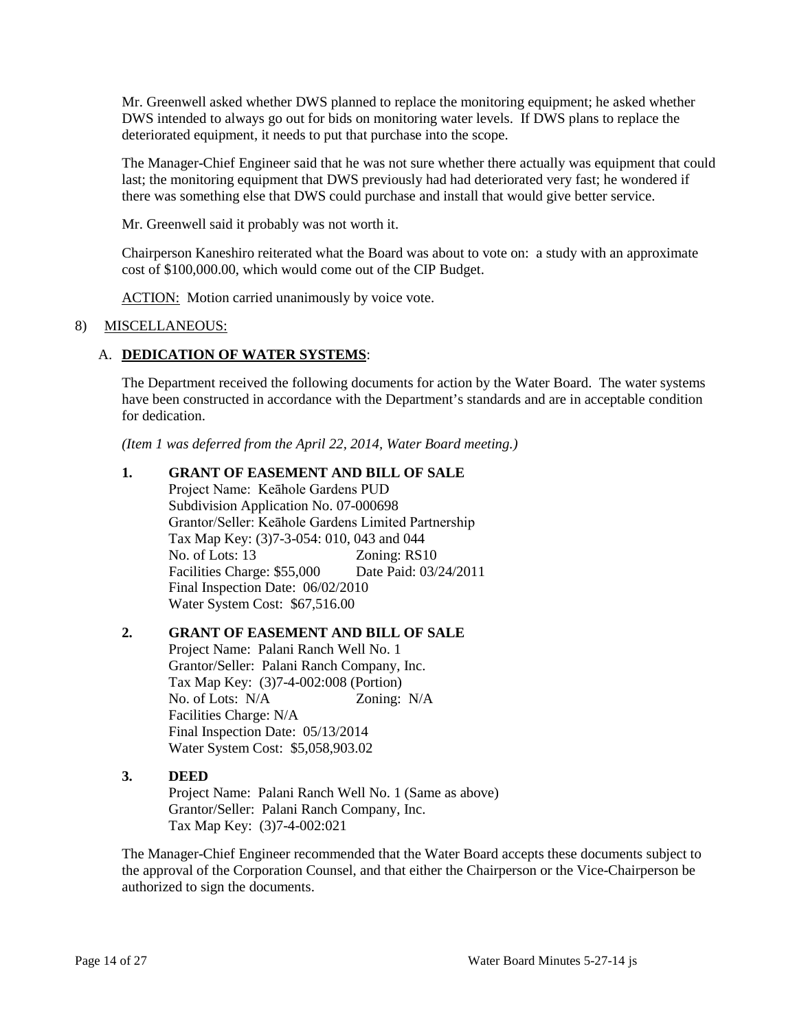Mr. Greenwell asked whether DWS planned to replace the monitoring equipment; he asked whether DWS intended to always go out for bids on monitoring water levels. If DWS plans to replace the deteriorated equipment, it needs to put that purchase into the scope.

The Manager-Chief Engineer said that he was not sure whether there actually was equipment that could last; the monitoring equipment that DWS previously had had deteriorated very fast; he wondered if there was something else that DWS could purchase and install that would give better service.

Mr. Greenwell said it probably was not worth it.

Chairperson Kaneshiro reiterated what the Board was about to vote on: a study with an approximate cost of $100,000.00, which would come out of the CIP Budget.

ACTION: Motion carried unanimously by voice vote.

8) MISCELLANEOUS:

A. **DEDICATION OF WATER SYSTEMS**:

The Department received the following documents for action by the Water Board. The water systems have been constructed in accordance with the Department's standards and are in acceptable condition for dedication.

*(Item 1 was deferred from the April 22, 2014, Water Board meeting.)*

**1. GRANT OF EASEMENT AND BILL OF SALE**

Project Name: Keāhole Gardens PUD
Subdivision Application No. 07-000698
Grantor/Seller: Keāhole Gardens Limited Partnership
Tax Map Key: (3)7-3-054: 010, 043 and 044
No. of Lots: 13 Zoning: RS10
Facilities Charge: $55,000 Date Paid: 03/24/2011
Final Inspection Date: 06/02/2010
Water System Cost: $67,516.00

**2. GRANT OF EASEMENT AND BILL OF SALE**

Project Name: Palani Ranch Well No. 1
Grantor/Seller: Palani Ranch Company, Inc.
Tax Map Key: (3)7-4-002:008 (Portion)
No. of Lots: N/A Zoning: N/A
Facilities Charge: N/A
Final Inspection Date: 05/13/2014
Water System Cost: $5,058,903.02

**3. DEED**

Project Name: Palani Ranch Well No. 1 (Same as above)
Grantor/Seller: Palani Ranch Company, Inc.
Tax Map Key: (3)7-4-002:021

The Manager-Chief Engineer recommended that the Water Board accepts these documents subject to the approval of the Corporation Counsel, and that either the Chairperson or the Vice-Chairperson be authorized to sign the documents.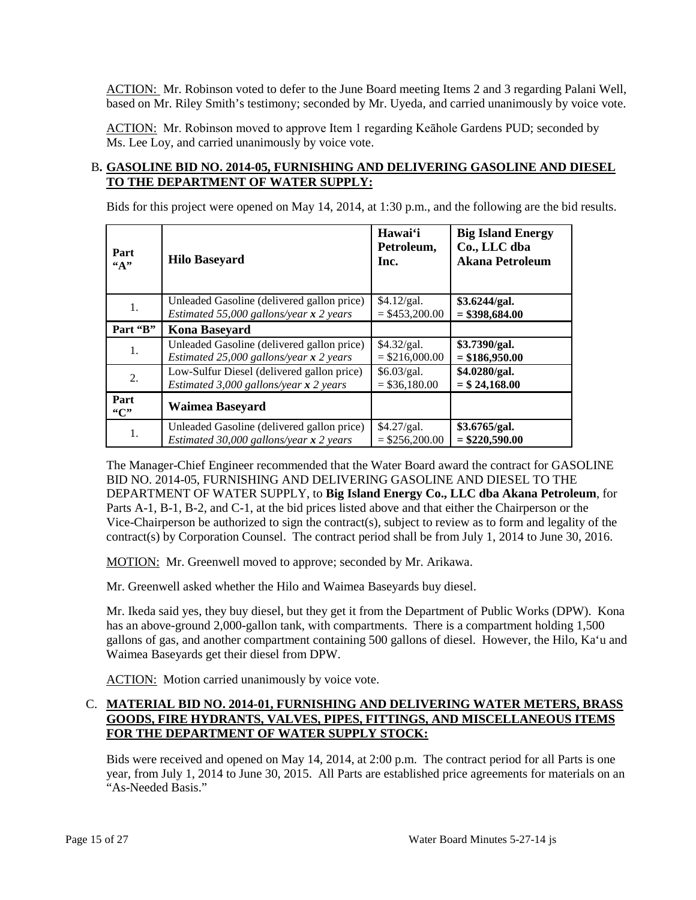ACTION: Mr. Robinson voted to defer to the June Board meeting Items 2 and 3 regarding Palani Well, based on Mr. Riley Smith's testimony; seconded by Mr. Uyeda, and carried unanimously by voice vote.

ACTION: Mr. Robinson moved to approve Item 1 regarding Keāhole Gardens PUD; seconded by Ms. Lee Loy, and carried unanimously by voice vote.

### B. GASOLINE BID NO. 2014-05, FURNISHING AND DELIVERING GASOLINE AND DIESEL TO THE DEPARTMENT OF WATER SUPPLY:

Bids for this project were opened on May 14, 2014, at 1:30 p.m., and the following are the bid results.

| Part "A" | Hilo Baseyard | Hawai'i Petroleum, Inc. | Big Island Energy Co., LLC dba Akana Petroleum |
|---|---|---|---|
| 1. | Unleaded Gasoline (delivered gallon price) *Estimated 55,000 gallons/year x 2 years* | $4.12/gal. = $453,200.00 | **$3.6244/gal. = $398,684.00** |
| **Part "B"** | **Kona Baseyard** | | |
| 1. | Unleaded Gasoline (delivered gallon price) *Estimated 25,000 gallons/year x 2 years* | $4.32/gal. = $216,000.00 | **$3.7390/gal. = $186,950.00** |
| 2. | Low-Sulfur Diesel (delivered gallon price) *Estimated 3,000 gallons/year x 2 years* | $6.03/gal. = $36,180.00 | **$4.0280/gal. = $ 24,168.00** |
| **Part "C"** | **Waimea Baseyard** | | |
| 1. | Unleaded Gasoline (delivered gallon price) *Estimated 30,000 gallons/year x 2 years* | $4.27/gal. = $256,200.00 | **$3.6765/gal. = $220,590.00** |

The Manager-Chief Engineer recommended that the Water Board award the contract for GASOLINE BID NO. 2014-05, FURNISHING AND DELIVERING GASOLINE AND DIESEL TO THE DEPARTMENT OF WATER SUPPLY, to **Big Island Energy Co., LLC dba Akana Petroleum**, for Parts A-1, B-1, B-2, and C-1, at the bid prices listed above and that either the Chairperson or the Vice-Chairperson be authorized to sign the contract(s), subject to review as to form and legality of the contract(s) by Corporation Counsel. The contract period shall be from July 1, 2014 to June 30, 2016.

MOTION: Mr. Greenwell moved to approve; seconded by Mr. Arikawa.

Mr. Greenwell asked whether the Hilo and Waimea Baseyards buy diesel.

Mr. Ikeda said yes, they buy diesel, but they get it from the Department of Public Works (DPW). Kona has an above-ground 2,000-gallon tank, with compartments. There is a compartment holding 1,500 gallons of gas, and another compartment containing 500 gallons of diesel. However, the Hilo, Ka'u and Waimea Baseyards get their diesel from DPW.

ACTION: Motion carried unanimously by voice vote.

### C. MATERIAL BID NO. 2014-01, FURNISHING AND DELIVERING WATER METERS, BRASS GOODS, FIRE HYDRANTS, VALVES, PIPES, FITTINGS, AND MISCELLANEOUS ITEMS FOR THE DEPARTMENT OF WATER SUPPLY STOCK:

Bids were received and opened on May 14, 2014, at 2:00 p.m. The contract period for all Parts is one year, from July 1, 2014 to June 30, 2015. All Parts are established price agreements for materials on an "As-Needed Basis."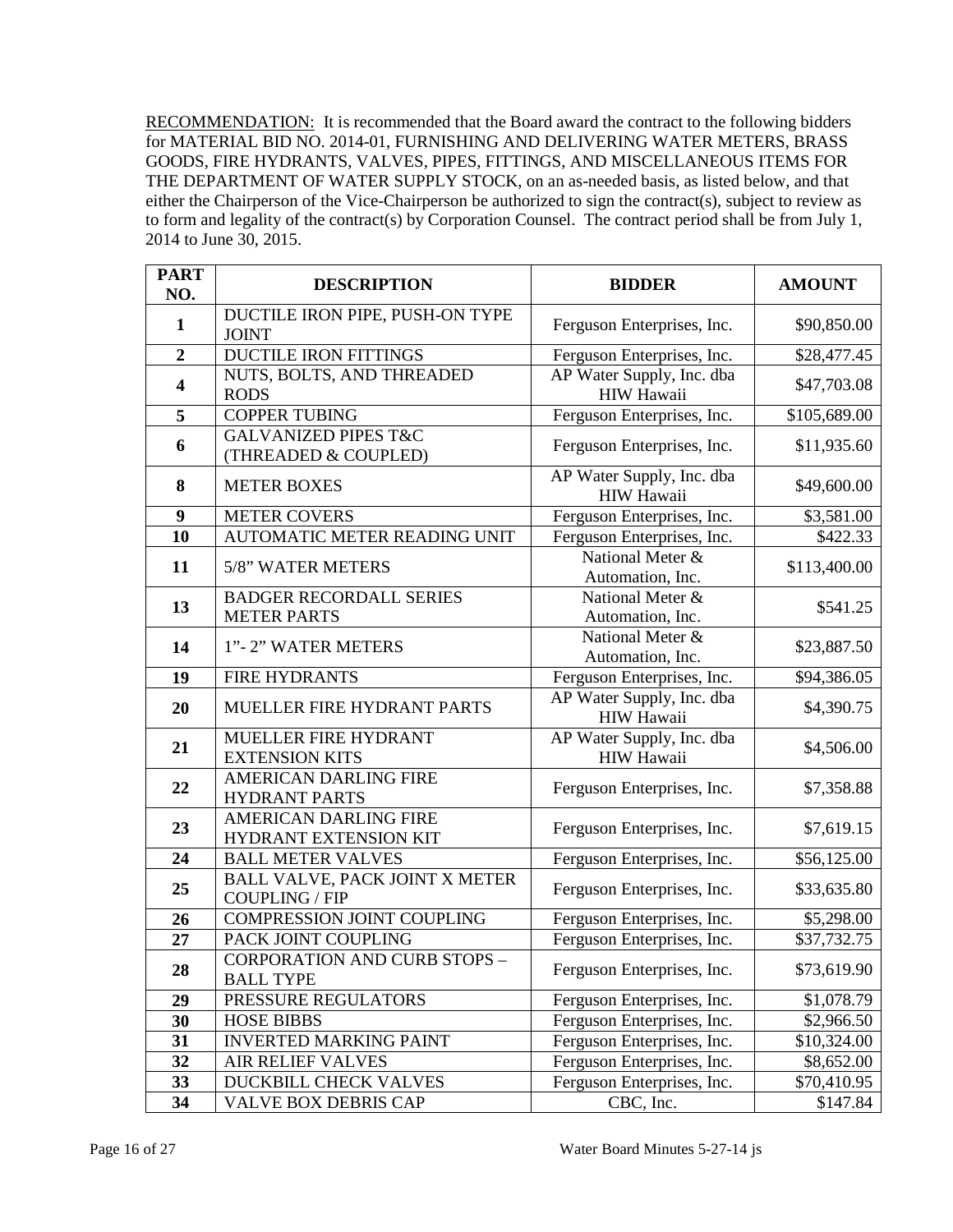RECOMMENDATION: It is recommended that the Board award the contract to the following bidders for MATERIAL BID NO. 2014-01, FURNISHING AND DELIVERING WATER METERS, BRASS GOODS, FIRE HYDRANTS, VALVES, PIPES, FITTINGS, AND MISCELLANEOUS ITEMS FOR THE DEPARTMENT OF WATER SUPPLY STOCK, on an as-needed basis, as listed below, and that either the Chairperson of the Vice-Chairperson be authorized to sign the contract(s), subject to review as to form and legality of the contract(s) by Corporation Counsel. The contract period shall be from July 1, 2014 to June 30, 2015.

| PART NO. | DESCRIPTION | BIDDER | AMOUNT |
|---|---|---|---|
| 1 | DUCTILE IRON PIPE, PUSH-ON TYPE JOINT | Ferguson Enterprises, Inc. | $90,850.00 |
| 2 | DUCTILE IRON FITTINGS | Ferguson Enterprises, Inc. | $28,477.45 |
| 4 | NUTS, BOLTS, AND THREADED RODS | AP Water Supply, Inc. dba HIW Hawaii | $47,703.08 |
| 5 | COPPER TUBING | Ferguson Enterprises, Inc. | $105,689.00 |
| 6 | GALVANIZED PIPES T&C (THREADED & COUPLED) | Ferguson Enterprises, Inc. | $11,935.60 |
| 8 | METER BOXES | AP Water Supply, Inc. dba HIW Hawaii | $49,600.00 |
| 9 | METER COVERS | Ferguson Enterprises, Inc. | $3,581.00 |
| 10 | AUTOMATIC METER READING UNIT | Ferguson Enterprises, Inc. | $422.33 |
| 11 | 5/8" WATER METERS | National Meter & Automation, Inc. | $113,400.00 |
| 13 | BADGER RECORDALL SERIES METER PARTS | National Meter & Automation, Inc. | $541.25 |
| 14 | 1"- 2" WATER METERS | National Meter & Automation, Inc. | $23,887.50 |
| 19 | FIRE HYDRANTS | Ferguson Enterprises, Inc. | $94,386.05 |
| 20 | MUELLER FIRE HYDRANT PARTS | AP Water Supply, Inc. dba HIW Hawaii | $4,390.75 |
| 21 | MUELLER FIRE HYDRANT EXTENSION KITS | AP Water Supply, Inc. dba HIW Hawaii | $4,506.00 |
| 22 | AMERICAN DARLING FIRE HYDRANT PARTS | Ferguson Enterprises, Inc. | $7,358.88 |
| 23 | AMERICAN DARLING FIRE HYDRANT EXTENSION KIT | Ferguson Enterprises, Inc. | $7,619.15 |
| 24 | BALL METER VALVES | Ferguson Enterprises, Inc. | $56,125.00 |
| 25 | BALL VALVE, PACK JOINT X METER COUPLING / FIP | Ferguson Enterprises, Inc. | $33,635.80 |
| 26 | COMPRESSION JOINT COUPLING | Ferguson Enterprises, Inc. | $5,298.00 |
| 27 | PACK JOINT COUPLING | Ferguson Enterprises, Inc. | $37,732.75 |
| 28 | CORPORATION AND CURB STOPS – BALL TYPE | Ferguson Enterprises, Inc. | $73,619.90 |
| 29 | PRESSURE REGULATORS | Ferguson Enterprises, Inc. | $1,078.79 |
| 30 | HOSE BIBBS | Ferguson Enterprises, Inc. | $2,966.50 |
| 31 | INVERTED MARKING PAINT | Ferguson Enterprises, Inc. | $10,324.00 |
| 32 | AIR RELIEF VALVES | Ferguson Enterprises, Inc. | $8,652.00 |
| 33 | DUCKBILL CHECK VALVES | Ferguson Enterprises, Inc. | $70,410.95 |
| 34 | VALVE BOX DEBRIS CAP | CBC, Inc. | $147.84 |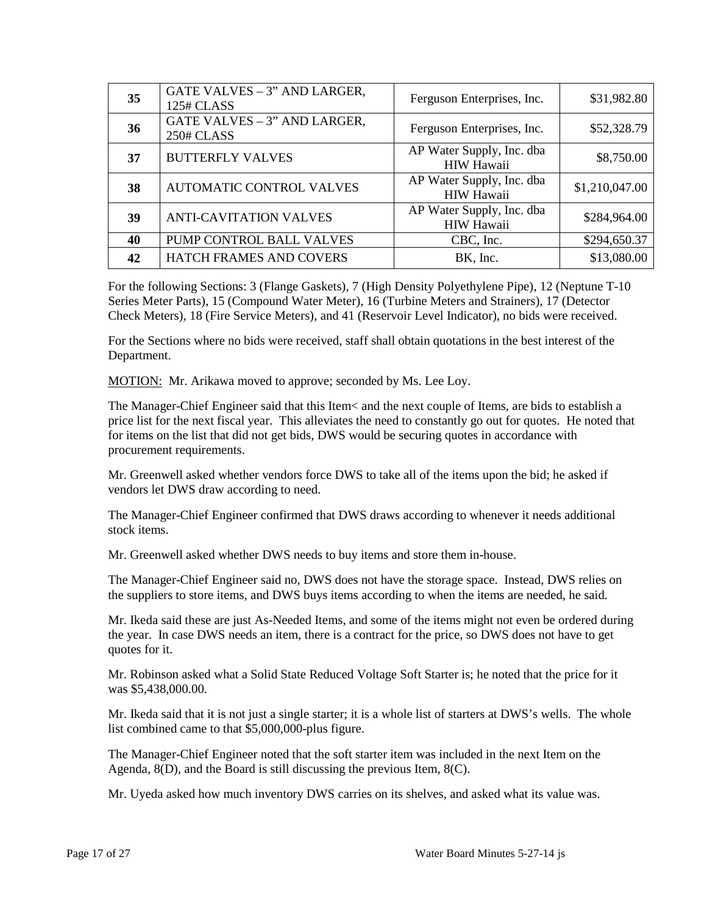| 35 | GATE VALVES – 3" AND LARGER, 125# CLASS | Ferguson Enterprises, Inc. | $31,982.80 |
|---|---|---|---|
| 36 | GATE VALVES – 3" AND LARGER, 250# CLASS | Ferguson Enterprises, Inc. | $52,328.79 |
| 37 | BUTTERFLY VALVES | AP Water Supply, Inc. dba HIW Hawaii | $8,750.00 |
| 38 | AUTOMATIC CONTROL VALVES | AP Water Supply, Inc. dba HIW Hawaii | $1,210,047.00 |
| 39 | ANTI-CAVITATION VALVES | AP Water Supply, Inc. dba HIW Hawaii | $284,964.00 |
| 40 | PUMP CONTROL BALL VALVES | CBC, Inc. | $294,650.37 |
| 42 | HATCH FRAMES AND COVERS | BK, Inc. | $13,080.00 |

For the following Sections: 3 (Flange Gaskets), 7 (High Density Polyethylene Pipe), 12 (Neptune T-10 Series Meter Parts), 15 (Compound Water Meter), 16 (Turbine Meters and Strainers), 17 (Detector Check Meters), 18 (Fire Service Meters), and 41 (Reservoir Level Indicator), no bids were received.

For the Sections where no bids were received, staff shall obtain quotations in the best interest of the Department.

MOTION: Mr. Arikawa moved to approve; seconded by Ms. Lee Loy.

The Manager-Chief Engineer said that this Item< and the next couple of Items, are bids to establish a price list for the next fiscal year. This alleviates the need to constantly go out for quotes. He noted that for items on the list that did not get bids, DWS would be securing quotes in accordance with procurement requirements.

Mr. Greenwell asked whether vendors force DWS to take all of the items upon the bid; he asked if vendors let DWS draw according to need.

The Manager-Chief Engineer confirmed that DWS draws according to whenever it needs additional stock items.

Mr. Greenwell asked whether DWS needs to buy items and store them in-house.

The Manager-Chief Engineer said no, DWS does not have the storage space. Instead, DWS relies on the suppliers to store items, and DWS buys items according to when the items are needed, he said.

Mr. Ikeda said these are just As-Needed Items, and some of the items might not even be ordered during the year. In case DWS needs an item, there is a contract for the price, so DWS does not have to get quotes for it.

Mr. Robinson asked what a Solid State Reduced Voltage Soft Starter is; he noted that the price for it was $5,438,000.00.

Mr. Ikeda said that it is not just a single starter; it is a whole list of starters at DWS's wells. The whole list combined came to that $5,000,000-plus figure.

The Manager-Chief Engineer noted that the soft starter item was included in the next Item on the Agenda, 8(D), and the Board is still discussing the previous Item, 8(C).

Mr. Uyeda asked how much inventory DWS carries on its shelves, and asked what its value was.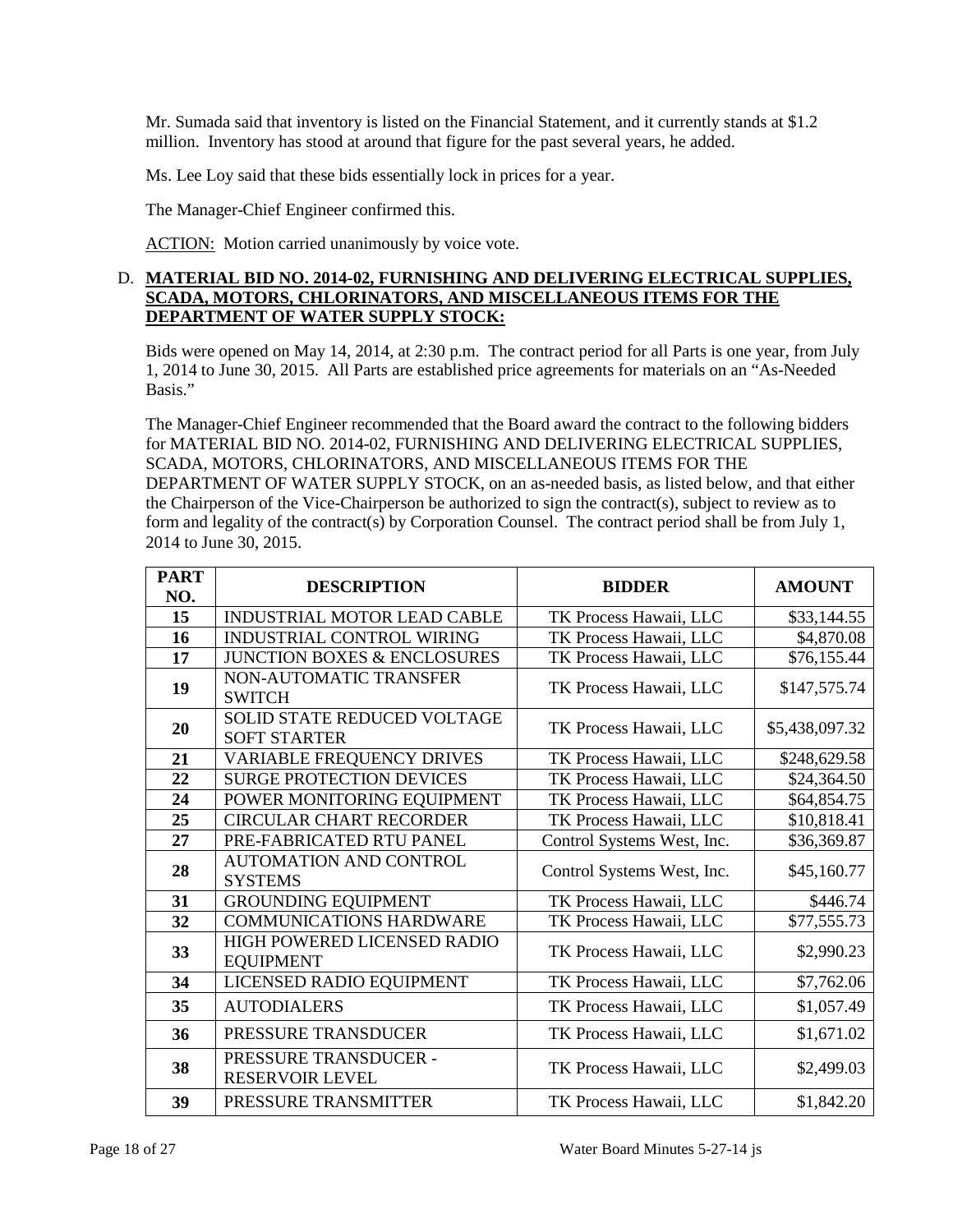Mr. Sumada said that inventory is listed on the Financial Statement, and it currently stands at $1.2 million. Inventory has stood at around that figure for the past several years, he added.

Ms. Lee Loy said that these bids essentially lock in prices for a year.

The Manager-Chief Engineer confirmed this.

ACTION: Motion carried unanimously by voice vote.

D. **MATERIAL BID NO. 2014-02, FURNISHING AND DELIVERING ELECTRICAL SUPPLIES, SCADA, MOTORS, CHLORINATORS, AND MISCELLANEOUS ITEMS FOR THE DEPARTMENT OF WATER SUPPLY STOCK:**

Bids were opened on May 14, 2014, at 2:30 p.m. The contract period for all Parts is one year, from July 1, 2014 to June 30, 2015. All Parts are established price agreements for materials on an "As-Needed Basis."

The Manager-Chief Engineer recommended that the Board award the contract to the following bidders for MATERIAL BID NO. 2014-02, FURNISHING AND DELIVERING ELECTRICAL SUPPLIES, SCADA, MOTORS, CHLORINATORS, AND MISCELLANEOUS ITEMS FOR THE DEPARTMENT OF WATER SUPPLY STOCK, on an as-needed basis, as listed below, and that either the Chairperson of the Vice-Chairperson be authorized to sign the contract(s), subject to review as to form and legality of the contract(s) by Corporation Counsel. The contract period shall be from July 1, 2014 to June 30, 2015.

| PART NO. | DESCRIPTION | BIDDER | AMOUNT |
|---|---|---|---|
| 15 | INDUSTRIAL MOTOR LEAD CABLE | TK Process Hawaii, LLC | $33,144.55 |
| 16 | INDUSTRIAL CONTROL WIRING | TK Process Hawaii, LLC | $4,870.08 |
| 17 | JUNCTION BOXES & ENCLOSURES | TK Process Hawaii, LLC | $76,155.44 |
| 19 | NON-AUTOMATIC TRANSFER SWITCH | TK Process Hawaii, LLC | $147,575.74 |
| 20 | SOLID STATE REDUCED VOLTAGE SOFT STARTER | TK Process Hawaii, LLC | $5,438,097.32 |
| 21 | VARIABLE FREQUENCY DRIVES | TK Process Hawaii, LLC | $248,629.58 |
| 22 | SURGE PROTECTION DEVICES | TK Process Hawaii, LLC | $24,364.50 |
| 24 | POWER MONITORING EQUIPMENT | TK Process Hawaii, LLC | $64,854.75 |
| 25 | CIRCULAR CHART RECORDER | TK Process Hawaii, LLC | $10,818.41 |
| 27 | PRE-FABRICATED RTU PANEL | Control Systems West, Inc. | $36,369.87 |
| 28 | AUTOMATION AND CONTROL SYSTEMS | Control Systems West, Inc. | $45,160.77 |
| 31 | GROUNDING EQUIPMENT | TK Process Hawaii, LLC | $446.74 |
| 32 | COMMUNICATIONS HARDWARE | TK Process Hawaii, LLC | $77,555.73 |
| 33 | HIGH POWERED LICENSED RADIO EQUIPMENT | TK Process Hawaii, LLC | $2,990.23 |
| 34 | LICENSED RADIO EQUIPMENT | TK Process Hawaii, LLC | $7,762.06 |
| 35 | AUTODIALERS | TK Process Hawaii, LLC | $1,057.49 |
| 36 | PRESSURE TRANSDUCER | TK Process Hawaii, LLC | $1,671.02 |
| 38 | PRESSURE TRANSDUCER - RESERVOIR LEVEL | TK Process Hawaii, LLC | $2,499.03 |
| 39 | PRESSURE TRANSMITTER | TK Process Hawaii, LLC | $1,842.20 |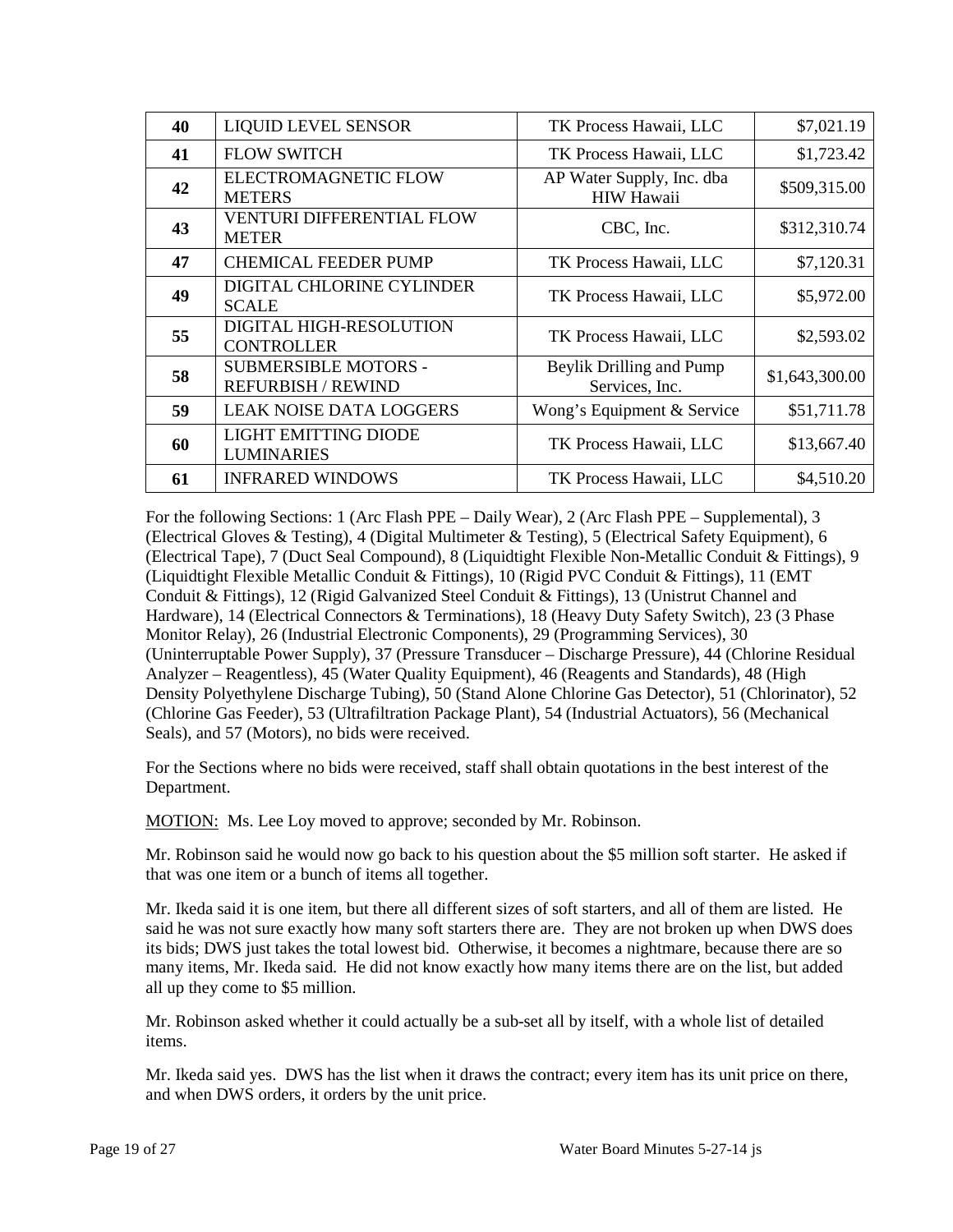| 40 | LIQUID LEVEL SENSOR | TK Process Hawaii, LLC | $7,021.19 |
|---|---|---|---|
| 41 | FLOW SWITCH | TK Process Hawaii, LLC | $1,723.42 |
| 42 | ELECTROMAGNETIC FLOW METERS | AP Water Supply, Inc. dba HIW Hawaii | $509,315.00 |
| 43 | VENTURI DIFFERENTIAL FLOW METER | CBC, Inc. | $312,310.74 |
| 47 | CHEMICAL FEEDER PUMP | TK Process Hawaii, LLC | $7,120.31 |
| 49 | DIGITAL CHLORINE CYLINDER SCALE | TK Process Hawaii, LLC | $5,972.00 |
| 55 | DIGITAL HIGH-RESOLUTION CONTROLLER | TK Process Hawaii, LLC | $2,593.02 |
| 58 | SUBMERSIBLE MOTORS - REFURBISH / REWIND | Beylik Drilling and Pump Services, Inc. | $1,643,300.00 |
| 59 | LEAK NOISE DATA LOGGERS | Wong's Equipment & Service | $51,711.78 |
| 60 | LIGHT EMITTING DIODE LUMINARIES | TK Process Hawaii, LLC | $13,667.40 |
| 61 | INFRARED WINDOWS | TK Process Hawaii, LLC | $4,510.20 |

For the following Sections: 1 (Arc Flash PPE – Daily Wear), 2 (Arc Flash PPE – Supplemental), 3 (Electrical Gloves & Testing), 4 (Digital Multimeter & Testing), 5 (Electrical Safety Equipment), 6 (Electrical Tape), 7 (Duct Seal Compound), 8 (Liquidtight Flexible Non-Metallic Conduit & Fittings), 9 (Liquidtight Flexible Metallic Conduit & Fittings), 10 (Rigid PVC Conduit & Fittings), 11 (EMT Conduit & Fittings), 12 (Rigid Galvanized Steel Conduit & Fittings), 13 (Unistrut Channel and Hardware), 14 (Electrical Connectors & Terminations), 18 (Heavy Duty Safety Switch), 23 (3 Phase Monitor Relay), 26 (Industrial Electronic Components), 29 (Programming Services), 30 (Uninterruptable Power Supply), 37 (Pressure Transducer – Discharge Pressure), 44 (Chlorine Residual Analyzer – Reagentless), 45 (Water Quality Equipment), 46 (Reagents and Standards), 48 (High Density Polyethylene Discharge Tubing), 50 (Stand Alone Chlorine Gas Detector), 51 (Chlorinator), 52 (Chlorine Gas Feeder), 53 (Ultrafiltration Package Plant), 54 (Industrial Actuators), 56 (Mechanical Seals), and 57 (Motors), no bids were received.

For the Sections where no bids were received, staff shall obtain quotations in the best interest of the Department.

MOTION: Ms. Lee Loy moved to approve; seconded by Mr. Robinson.

Mr. Robinson said he would now go back to his question about the $5 million soft starter. He asked if that was one item or a bunch of items all together.

Mr. Ikeda said it is one item, but there all different sizes of soft starters, and all of them are listed. He said he was not sure exactly how many soft starters there are. They are not broken up when DWS does its bids; DWS just takes the total lowest bid. Otherwise, it becomes a nightmare, because there are so many items, Mr. Ikeda said. He did not know exactly how many items there are on the list, but added all up they come to $5 million.

Mr. Robinson asked whether it could actually be a sub-set all by itself, with a whole list of detailed items.

Mr. Ikeda said yes. DWS has the list when it draws the contract; every item has its unit price on there, and when DWS orders, it orders by the unit price.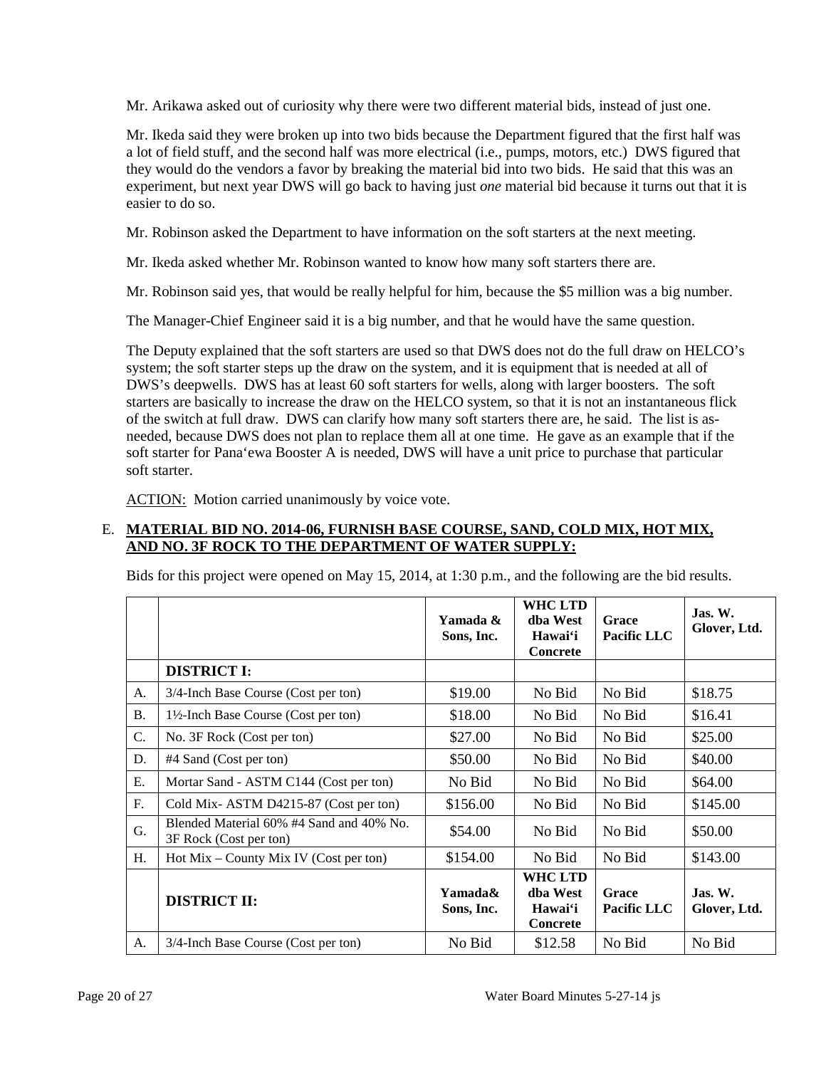Mr. Arikawa asked out of curiosity why there were two different material bids, instead of just one.

Mr. Ikeda said they were broken up into two bids because the Department figured that the first half was a lot of field stuff, and the second half was more electrical (i.e., pumps, motors, etc.) DWS figured that they would do the vendors a favor by breaking the material bid into two bids. He said that this was an experiment, but next year DWS will go back to having just *one* material bid because it turns out that it is easier to do so.

Mr. Robinson asked the Department to have information on the soft starters at the next meeting.

Mr. Ikeda asked whether Mr. Robinson wanted to know how many soft starters there are.

Mr. Robinson said yes, that would be really helpful for him, because the $5 million was a big number.

The Manager-Chief Engineer said it is a big number, and that he would have the same question.

The Deputy explained that the soft starters are used so that DWS does not do the full draw on HELCO's system; the soft starter steps up the draw on the system, and it is equipment that is needed at all of DWS's deepwells. DWS has at least 60 soft starters for wells, along with larger boosters. The soft starters are basically to increase the draw on the HELCO system, so that it is not an instantaneous flick of the switch at full draw. DWS can clarify how many soft starters there are, he said. The list is as-needed, because DWS does not plan to replace them all at one time. He gave as an example that if the soft starter for Pana'ewa Booster A is needed, DWS will have a unit price to purchase that particular soft starter.

<u>ACTION:</u> Motion carried unanimously by voice vote.

E. **<u>MATERIAL BID NO. 2014-06, FURNISH BASE COURSE, SAND, COLD MIX, HOT MIX, AND NO. 3F ROCK TO THE DEPARTMENT OF WATER SUPPLY:</u>**

Bids for this project were opened on May 15, 2014, at 1:30 p.m., and the following are the bid results.

| | | Yamada & Sons, Inc. | WHC LTD dba West Hawai'i Concrete | Grace Pacific LLC | Jas. W. Glover, Ltd. |
|---|---|---|---|---|---|
| | **DISTRICT I:** | | | | |
| A. | 3/4-Inch Base Course (Cost per ton) | $19.00 | No Bid | No Bid | $18.75 |
| B. | 1½-Inch Base Course (Cost per ton) | $18.00 | No Bid | No Bid | $16.41 |
| C. | No. 3F Rock (Cost per ton) | $27.00 | No Bid | No Bid | $25.00 |
| D. | #4 Sand (Cost per ton) | $50.00 | No Bid | No Bid | $40.00 |
| E. | Mortar Sand - ASTM C144 (Cost per ton) | No Bid | No Bid | No Bid | $64.00 |
| F. | Cold Mix- ASTM D4215-87 (Cost per ton) | $156.00 | No Bid | No Bid | $145.00 |
| G. | Blended Material 60% #4 Sand and 40% No. 3F Rock (Cost per ton) | $54.00 | No Bid | No Bid | $50.00 |
| H. | Hot Mix – County Mix IV (Cost per ton) | $154.00 | No Bid | No Bid | $143.00 |
| | **DISTRICT II:** | **Yamada& Sons, Inc.** | **WHC LTD dba West Hawai'i Concrete** | **Grace Pacific LLC** | **Jas. W. Glover, Ltd.** |
| A. | 3/4-Inch Base Course (Cost per ton) | No Bid | $12.58 | No Bid | No Bid |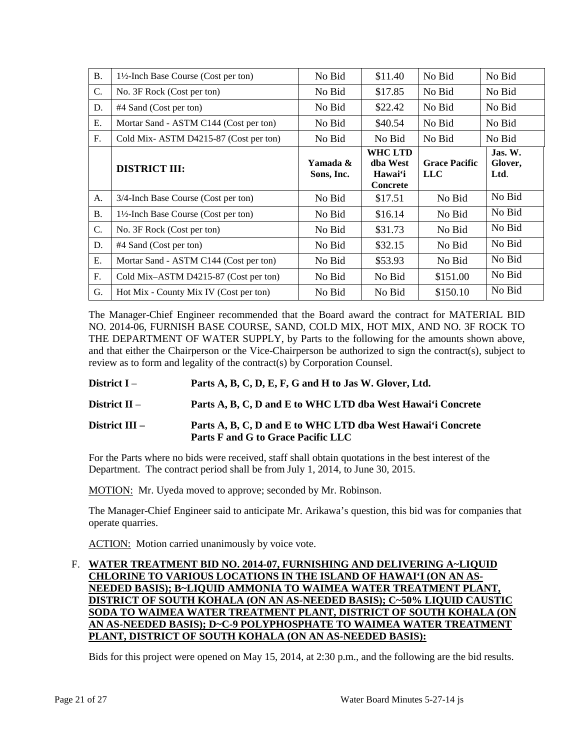| B. | 1½-Inch Base Course (Cost per ton) | No Bid | $11.40 | No Bid | No Bid |
|---|---|---|---|---|---|
| C. | No. 3F Rock (Cost per ton) | No Bid | $17.85 | No Bid | No Bid |
| D. | #4 Sand (Cost per ton) | No Bid | $22.42 | No Bid | No Bid |
| E. | Mortar Sand - ASTM C144 (Cost per ton) | No Bid | $40.54 | No Bid | No Bid |
| F. | Cold Mix- ASTM D4215-87 (Cost per ton) | No Bid | No Bid | No Bid | No Bid |
| | **DISTRICT III:** | Yamada & Sons, Inc. | **WHC LTD dba West Hawai'i Concrete** | **Grace Pacific LLC** | **Jas. W. Glover, Ltd.** |
| A. | 3/4-Inch Base Course (Cost per ton) | No Bid | $17.51 | No Bid | No Bid |
| B. | 1½-Inch Base Course (Cost per ton) | No Bid | $16.14 | No Bid | No Bid |
| C. | No. 3F Rock (Cost per ton) | No Bid | $31.73 | No Bid | No Bid |
| D. | #4 Sand (Cost per ton) | No Bid | $32.15 | No Bid | No Bid |
| E. | Mortar Sand - ASTM C144 (Cost per ton) | No Bid | $53.93 | No Bid | No Bid |
| F. | Cold Mix–ASTM D4215-87 (Cost per ton) | No Bid | No Bid | $151.00 | No Bid |
| G. | Hot Mix - County Mix IV (Cost per ton) | No Bid | No Bid | $150.10 | No Bid |

The Manager-Chief Engineer recommended that the Board award the contract for MATERIAL BID NO. 2014-06, FURNISH BASE COURSE, SAND, COLD MIX, HOT MIX, AND NO. 3F ROCK TO THE DEPARTMENT OF WATER SUPPLY, by Parts to the following for the amounts shown above, and that either the Chairperson or the Vice-Chairperson be authorized to sign the contract(s), subject to review as to form and legality of the contract(s) by Corporation Counsel.

**District I** – **Parts A, B, C, D, E, F, G and H to Jas W. Glover, Ltd.**

**District II** – **Parts A, B, C, D and E to WHC LTD dba West Hawai'i Concrete**

**District III –** **Parts A, B, C, D and E to WHC LTD dba West Hawai'i Concrete**
**Parts F and G to Grace Pacific LLC**

For the Parts where no bids were received, staff shall obtain quotations in the best interest of the Department. The contract period shall be from July 1, 2014, to June 30, 2015.

MOTION: Mr. Uyeda moved to approve; seconded by Mr. Robinson.

The Manager-Chief Engineer said to anticipate Mr. Arikawa's question, this bid was for companies that operate quarries.

ACTION: Motion carried unanimously by voice vote.

F. **WATER TREATMENT BID NO. 2014-07, FURNISHING AND DELIVERING A~LIQUID CHLORINE TO VARIOUS LOCATIONS IN THE ISLAND OF HAWAI'I (ON AN AS-NEEDED BASIS); B~LIQUID AMMONIA TO WAIMEA WATER TREATMENT PLANT, DISTRICT OF SOUTH KOHALA (ON AN AS-NEEDED BASIS); C~50% LIQUID CAUSTIC SODA TO WAIMEA WATER TREATMENT PLANT, DISTRICT OF SOUTH KOHALA (ON AN AS-NEEDED BASIS); D~C-9 POLYPHOSPHATE TO WAIMEA WATER TREATMENT PLANT, DISTRICT OF SOUTH KOHALA (ON AN AS-NEEDED BASIS):**

Bids for this project were opened on May 15, 2014, at 2:30 p.m., and the following are the bid results.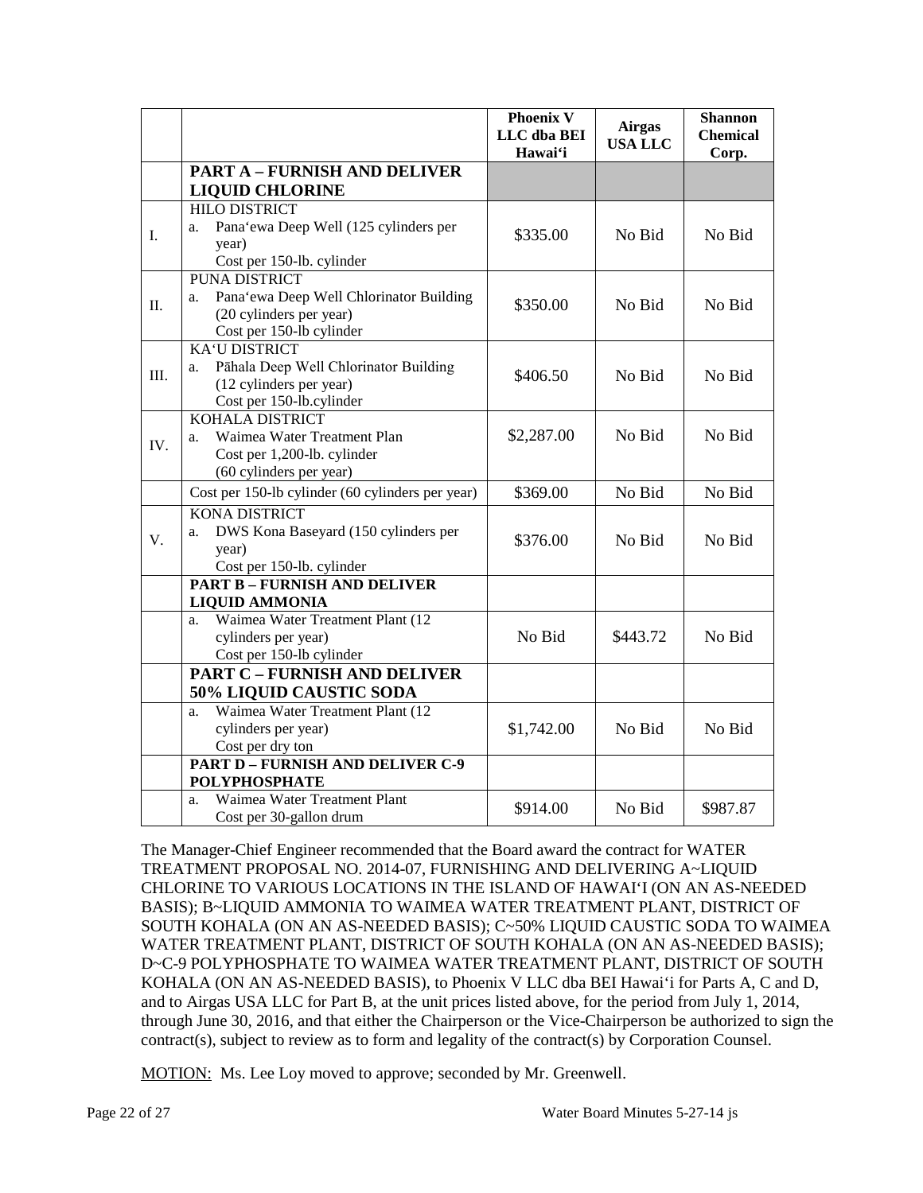| | | Phoenix V LLC dba BEI Hawai'i | Airgas USA LLC | Shannon Chemical Corp. |
|---|---|---|---|---|
| | **PART A – FURNISH AND DELIVER LIQUID CHLORINE** | | | |
| I. | HILO DISTRICT<br>a. Pana'ewa Deep Well (125 cylinders per year)<br>Cost per 150-lb. cylinder | $335.00 | No Bid | No Bid |
| II. | PUNA DISTRICT<br>a. Pana'ewa Deep Well Chlorinator Building (20 cylinders per year)<br>Cost per 150-lb cylinder | $350.00 | No Bid | No Bid |
| III. | KA'U DISTRICT<br>a. Pāhala Deep Well Chlorinator Building (12 cylinders per year)<br>Cost per 150-lb.cylinder | $406.50 | No Bid | No Bid |
| IV. | KOHALA DISTRICT<br>a. Waimea Water Treatment Plan<br>Cost per 1,200-lb. cylinder<br>(60 cylinders per year) | $2,287.00 | No Bid | No Bid |
| | Cost per 150-lb cylinder (60 cylinders per year) | $369.00 | No Bid | No Bid |
| V. | KONA DISTRICT<br>a. DWS Kona Baseyard (150 cylinders per year)<br>Cost per 150-lb. cylinder | $376.00 | No Bid | No Bid |
| | **PART B – FURNISH AND DELIVER LIQUID AMMONIA** | | | |
| | a. Waimea Water Treatment Plant (12 cylinders per year)<br>Cost per 150-lb cylinder | No Bid | $443.72 | No Bid |
| | **PART C – FURNISH AND DELIVER 50% LIQUID CAUSTIC SODA** | | | |
| | a. Waimea Water Treatment Plant (12 cylinders per year)<br>Cost per dry ton | $1,742.00 | No Bid | No Bid |
| | **PART D – FURNISH AND DELIVER C-9 POLYPHOSPHATE** | | | |
| | a. Waimea Water Treatment Plant<br>Cost per 30-gallon drum | $914.00 | No Bid | $987.87 |

The Manager-Chief Engineer recommended that the Board award the contract for WATER TREATMENT PROPOSAL NO. 2014-07, FURNISHING AND DELIVERING A~LIQUID CHLORINE TO VARIOUS LOCATIONS IN THE ISLAND OF HAWAI'I (ON AN AS-NEEDED BASIS); B~LIQUID AMMONIA TO WAIMEA WATER TREATMENT PLANT, DISTRICT OF SOUTH KOHALA (ON AN AS-NEEDED BASIS); C~50% LIQUID CAUSTIC SODA TO WAIMEA WATER TREATMENT PLANT, DISTRICT OF SOUTH KOHALA (ON AN AS-NEEDED BASIS); D~C-9 POLYPHOSPHATE TO WAIMEA WATER TREATMENT PLANT, DISTRICT OF SOUTH KOHALA (ON AN AS-NEEDED BASIS), to Phoenix V LLC dba BEI Hawai'i for Parts A, C and D, and to Airgas USA LLC for Part B, at the unit prices listed above, for the period from July 1, 2014, through June 30, 2016, and that either the Chairperson or the Vice-Chairperson be authorized to sign the contract(s), subject to review as to form and legality of the contract(s) by Corporation Counsel.

MOTION: Ms. Lee Loy moved to approve; seconded by Mr. Greenwell.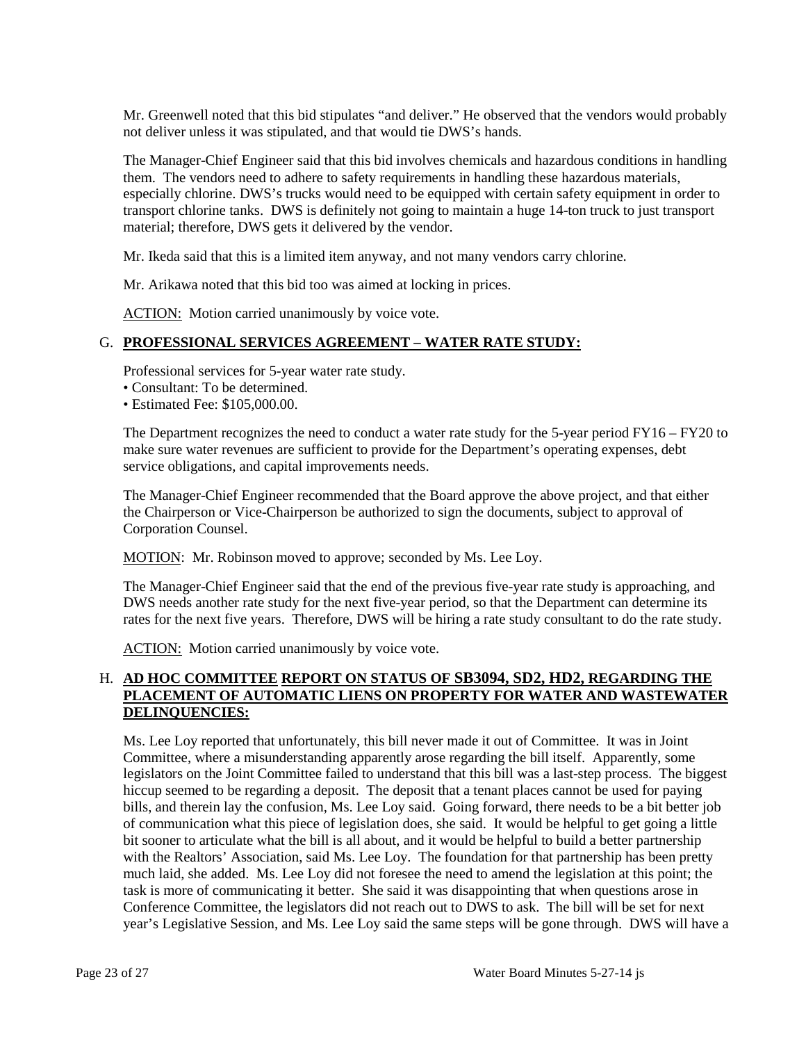Mr. Greenwell noted that this bid stipulates "and deliver." He observed that the vendors would probably not deliver unless it was stipulated, and that would tie DWS's hands.

The Manager-Chief Engineer said that this bid involves chemicals and hazardous conditions in handling them. The vendors need to adhere to safety requirements in handling these hazardous materials, especially chlorine. DWS's trucks would need to be equipped with certain safety equipment in order to transport chlorine tanks. DWS is definitely not going to maintain a huge 14-ton truck to just transport material; therefore, DWS gets it delivered by the vendor.

Mr. Ikeda said that this is a limited item anyway, and not many vendors carry chlorine.

Mr. Arikawa noted that this bid too was aimed at locking in prices.

ACTION: Motion carried unanimously by voice vote.

G. **PROFESSIONAL SERVICES AGREEMENT – WATER RATE STUDY:**

Professional services for 5-year water rate study.

- Consultant: To be determined.
- Estimated Fee: $105,000.00.

The Department recognizes the need to conduct a water rate study for the 5-year period FY16 – FY20 to make sure water revenues are sufficient to provide for the Department's operating expenses, debt service obligations, and capital improvements needs.

The Manager-Chief Engineer recommended that the Board approve the above project, and that either the Chairperson or Vice-Chairperson be authorized to sign the documents, subject to approval of Corporation Counsel.

MOTION: Mr. Robinson moved to approve; seconded by Ms. Lee Loy.

The Manager-Chief Engineer said that the end of the previous five-year rate study is approaching, and DWS needs another rate study for the next five-year period, so that the Department can determine its rates for the next five years. Therefore, DWS will be hiring a rate study consultant to do the rate study.

ACTION: Motion carried unanimously by voice vote.

H. **AD HOC COMMITTEE REPORT ON STATUS OF SB3094, SD2, HD2, REGARDING THE PLACEMENT OF AUTOMATIC LIENS ON PROPERTY FOR WATER AND WASTEWATER DELINQUENCIES:**

Ms. Lee Loy reported that unfortunately, this bill never made it out of Committee. It was in Joint Committee, where a misunderstanding apparently arose regarding the bill itself. Apparently, some legislators on the Joint Committee failed to understand that this bill was a last-step process. The biggest hiccup seemed to be regarding a deposit. The deposit that a tenant places cannot be used for paying bills, and therein lay the confusion, Ms. Lee Loy said. Going forward, there needs to be a bit better job of communication what this piece of legislation does, she said. It would be helpful to get going a little bit sooner to articulate what the bill is all about, and it would be helpful to build a better partnership with the Realtors' Association, said Ms. Lee Loy. The foundation for that partnership has been pretty much laid, she added. Ms. Lee Loy did not foresee the need to amend the legislation at this point; the task is more of communicating it better. She said it was disappointing that when questions arose in Conference Committee, the legislators did not reach out to DWS to ask. The bill will be set for next year's Legislative Session, and Ms. Lee Loy said the same steps will be gone through. DWS will have a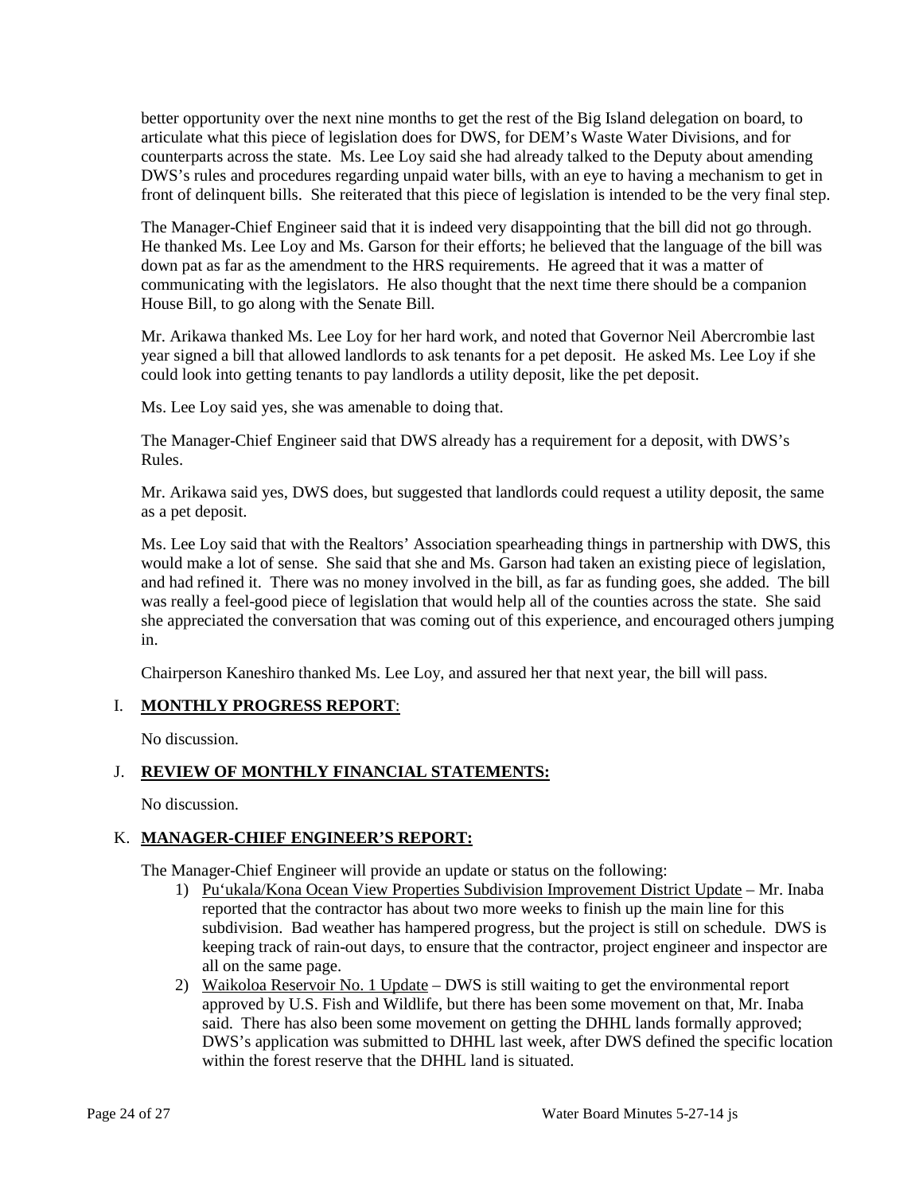better opportunity over the next nine months to get the rest of the Big Island delegation on board, to articulate what this piece of legislation does for DWS, for DEM's Waste Water Divisions, and for counterparts across the state. Ms. Lee Loy said she had already talked to the Deputy about amending DWS's rules and procedures regarding unpaid water bills, with an eye to having a mechanism to get in front of delinquent bills. She reiterated that this piece of legislation is intended to be the very final step.

The Manager-Chief Engineer said that it is indeed very disappointing that the bill did not go through. He thanked Ms. Lee Loy and Ms. Garson for their efforts; he believed that the language of the bill was down pat as far as the amendment to the HRS requirements. He agreed that it was a matter of communicating with the legislators. He also thought that the next time there should be a companion House Bill, to go along with the Senate Bill.

Mr. Arikawa thanked Ms. Lee Loy for her hard work, and noted that Governor Neil Abercrombie last year signed a bill that allowed landlords to ask tenants for a pet deposit. He asked Ms. Lee Loy if she could look into getting tenants to pay landlords a utility deposit, like the pet deposit.

Ms. Lee Loy said yes, she was amenable to doing that.

The Manager-Chief Engineer said that DWS already has a requirement for a deposit, with DWS's Rules.

Mr. Arikawa said yes, DWS does, but suggested that landlords could request a utility deposit, the same as a pet deposit.

Ms. Lee Loy said that with the Realtors' Association spearheading things in partnership with DWS, this would make a lot of sense. She said that she and Ms. Garson had taken an existing piece of legislation, and had refined it. There was no money involved in the bill, as far as funding goes, she added. The bill was really a feel-good piece of legislation that would help all of the counties across the state. She said she appreciated the conversation that was coming out of this experience, and encouraged others jumping in.

Chairperson Kaneshiro thanked Ms. Lee Loy, and assured her that next year, the bill will pass.

## I. **MONTHLY PROGRESS REPORT**:

No discussion.

## J. **REVIEW OF MONTHLY FINANCIAL STATEMENTS:**

No discussion.

## K. **MANAGER-CHIEF ENGINEER'S REPORT:**

The Manager-Chief Engineer will provide an update or status on the following:

1) Pu'ukala/Kona Ocean View Properties Subdivision Improvement District Update – Mr. Inaba reported that the contractor has about two more weeks to finish up the main line for this subdivision. Bad weather has hampered progress, but the project is still on schedule. DWS is keeping track of rain-out days, to ensure that the contractor, project engineer and inspector are all on the same page.
2) Waikoloa Reservoir No. 1 Update – DWS is still waiting to get the environmental report approved by U.S. Fish and Wildlife, but there has been some movement on that, Mr. Inaba said. There has also been some movement on getting the DHHL lands formally approved; DWS's application was submitted to DHHL last week, after DWS defined the specific location within the forest reserve that the DHHL land is situated.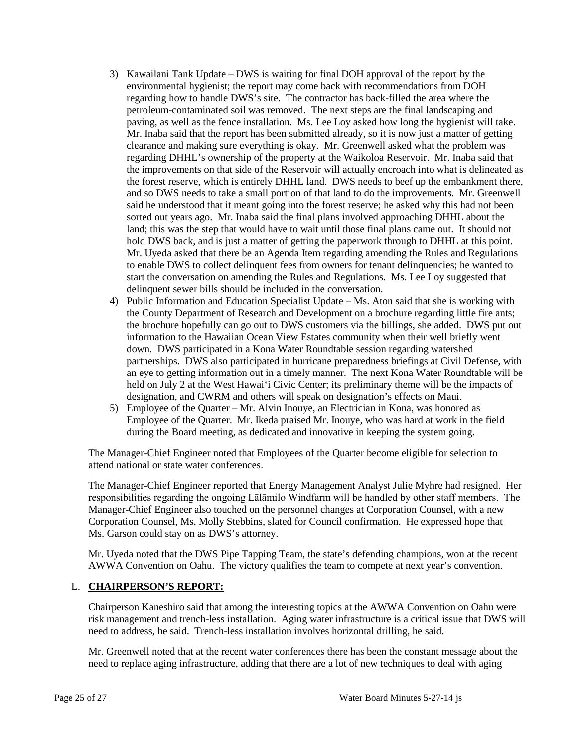3) Kawailani Tank Update – DWS is waiting for final DOH approval of the report by the environmental hygienist; the report may come back with recommendations from DOH regarding how to handle DWS's site. The contractor has back-filled the area where the petroleum-contaminated soil was removed. The next steps are the final landscaping and paving, as well as the fence installation. Ms. Lee Loy asked how long the hygienist will take. Mr. Inaba said that the report has been submitted already, so it is now just a matter of getting clearance and making sure everything is okay. Mr. Greenwell asked what the problem was regarding DHHL's ownership of the property at the Waikoloa Reservoir. Mr. Inaba said that the improvements on that side of the Reservoir will actually encroach into what is delineated as the forest reserve, which is entirely DHHL land. DWS needs to beef up the embankment there, and so DWS needs to take a small portion of that land to do the improvements. Mr. Greenwell said he understood that it meant going into the forest reserve; he asked why this had not been sorted out years ago. Mr. Inaba said the final plans involved approaching DHHL about the land; this was the step that would have to wait until those final plans came out. It should not hold DWS back, and is just a matter of getting the paperwork through to DHHL at this point. Mr. Uyeda asked that there be an Agenda Item regarding amending the Rules and Regulations to enable DWS to collect delinquent fees from owners for tenant delinquencies; he wanted to start the conversation on amending the Rules and Regulations. Ms. Lee Loy suggested that delinquent sewer bills should be included in the conversation.

4) Public Information and Education Specialist Update – Ms. Aton said that she is working with the County Department of Research and Development on a brochure regarding little fire ants; the brochure hopefully can go out to DWS customers via the billings, she added. DWS put out information to the Hawaiian Ocean View Estates community when their well briefly went down. DWS participated in a Kona Water Roundtable session regarding watershed partnerships. DWS also participated in hurricane preparedness briefings at Civil Defense, with an eye to getting information out in a timely manner. The next Kona Water Roundtable will be held on July 2 at the West Hawaiʻi Civic Center; its preliminary theme will be the impacts of designation, and CWRM and others will speak on designation's effects on Maui.

5) Employee of the Quarter – Mr. Alvin Inouye, an Electrician in Kona, was honored as Employee of the Quarter. Mr. Ikeda praised Mr. Inouye, who was hard at work in the field during the Board meeting, as dedicated and innovative in keeping the system going.

The Manager-Chief Engineer noted that Employees of the Quarter become eligible for selection to attend national or state water conferences.

The Manager-Chief Engineer reported that Energy Management Analyst Julie Myhre had resigned. Her responsibilities regarding the ongoing Lālāmilo Windfarm will be handled by other staff members. The Manager-Chief Engineer also touched on the personnel changes at Corporation Counsel, with a new Corporation Counsel, Ms. Molly Stebbins, slated for Council confirmation. He expressed hope that Ms. Garson could stay on as DWS's attorney.

Mr. Uyeda noted that the DWS Pipe Tapping Team, the state's defending champions, won at the recent AWWA Convention on Oahu. The victory qualifies the team to compete at next year's convention.

## L. **CHAIRPERSON'S REPORT:**

Chairperson Kaneshiro said that among the interesting topics at the AWWA Convention on Oahu were risk management and trench-less installation. Aging water infrastructure is a critical issue that DWS will need to address, he said. Trench-less installation involves horizontal drilling, he said.

Mr. Greenwell noted that at the recent water conferences there has been the constant message about the need to replace aging infrastructure, adding that there are a lot of new techniques to deal with aging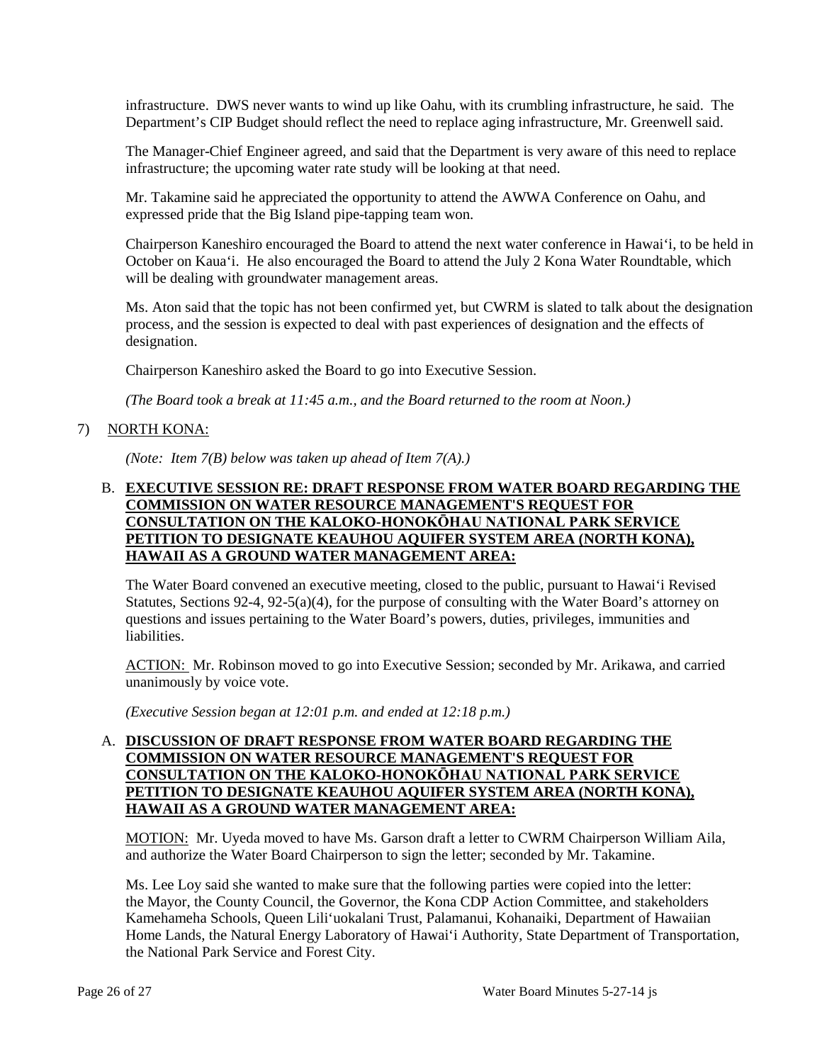infrastructure. DWS never wants to wind up like Oahu, with its crumbling infrastructure, he said. The Department's CIP Budget should reflect the need to replace aging infrastructure, Mr. Greenwell said.

The Manager-Chief Engineer agreed, and said that the Department is very aware of this need to replace infrastructure; the upcoming water rate study will be looking at that need.

Mr. Takamine said he appreciated the opportunity to attend the AWWA Conference on Oahu, and expressed pride that the Big Island pipe-tapping team won.

Chairperson Kaneshiro encouraged the Board to attend the next water conference in Hawai'i, to be held in October on Kaua'i. He also encouraged the Board to attend the July 2 Kona Water Roundtable, which will be dealing with groundwater management areas.

Ms. Aton said that the topic has not been confirmed yet, but CWRM is slated to talk about the designation process, and the session is expected to deal with past experiences of designation and the effects of designation.

Chairperson Kaneshiro asked the Board to go into Executive Session.

*(The Board took a break at 11:45 a.m., and the Board returned to the room at Noon.)*

7) <u>NORTH KONA:</u>

*(Note: Item 7(B) below was taken up ahead of Item 7(A).)*

B. **<u>EXECUTIVE SESSION RE: DRAFT RESPONSE FROM WATER BOARD REGARDING THE COMMISSION ON WATER RESOURCE MANAGEMENT'S REQUEST FOR CONSULTATION ON THE KALOKO-HONOKŌHAU NATIONAL PARK SERVICE PETITION TO DESIGNATE KEAUHOU AQUIFER SYSTEM AREA (NORTH KONA), HAWAII AS A GROUND WATER MANAGEMENT AREA:</u>**

The Water Board convened an executive meeting, closed to the public, pursuant to Hawai'i Revised Statutes, Sections 92-4, 92-5(a)(4), for the purpose of consulting with the Water Board's attorney on questions and issues pertaining to the Water Board's powers, duties, privileges, immunities and liabilities.

<u>ACTION:</u> Mr. Robinson moved to go into Executive Session; seconded by Mr. Arikawa, and carried unanimously by voice vote.

*(Executive Session began at 12:01 p.m. and ended at 12:18 p.m.)*

A. **<u>DISCUSSION OF DRAFT RESPONSE FROM WATER BOARD REGARDING THE COMMISSION ON WATER RESOURCE MANAGEMENT'S REQUEST FOR CONSULTATION ON THE KALOKO-HONOKŌHAU NATIONAL PARK SERVICE PETITION TO DESIGNATE KEAUHOU AQUIFER SYSTEM AREA (NORTH KONA), HAWAII AS A GROUND WATER MANAGEMENT AREA:</u>**

<u>MOTION:</u> Mr. Uyeda moved to have Ms. Garson draft a letter to CWRM Chairperson William Aila, and authorize the Water Board Chairperson to sign the letter; seconded by Mr. Takamine.

Ms. Lee Loy said she wanted to make sure that the following parties were copied into the letter: the Mayor, the County Council, the Governor, the Kona CDP Action Committee, and stakeholders Kamehameha Schools, Queen Lili'uokalani Trust, Palamanui, Kohanaiki, Department of Hawaiian Home Lands, the Natural Energy Laboratory of Hawai'i Authority, State Department of Transportation, the National Park Service and Forest City.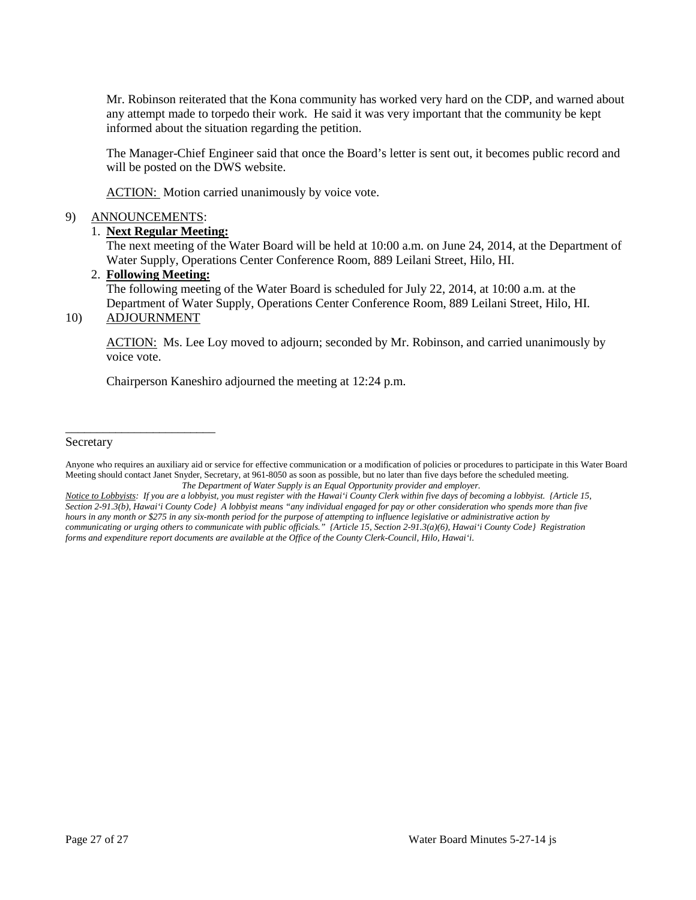Mr. Robinson reiterated that the Kona community has worked very hard on the CDP, and warned about any attempt made to torpedo their work. He said it was very important that the community be kept informed about the situation regarding the petition.

The Manager-Chief Engineer said that once the Board's letter is sent out, it becomes public record and will be posted on the DWS website.

ACTION: Motion carried unanimously by voice vote.

9) ANNOUNCEMENTS:

1. **Next Regular Meeting:**
   The next meeting of the Water Board will be held at 10:00 a.m. on June 24, 2014, at the Department of Water Supply, Operations Center Conference Room, 889 Leilani Street, Hilo, HI.
2. **Following Meeting:**
   The following meeting of the Water Board is scheduled for July 22, 2014, at 10:00 a.m. at the Department of Water Supply, Operations Center Conference Room, 889 Leilani Street, Hilo, HI.

10) ADJOURNMENT

ACTION: Ms. Lee Loy moved to adjourn; seconded by Mr. Robinson, and carried unanimously by voice vote.

Chairperson Kaneshiro adjourned the meeting at 12:24 p.m.

\_\_\_\_\_\_\_\_\_\_\_\_\_\_\_\_\_\_\_\_\_\_\_\_\_

Secretary

Anyone who requires an auxiliary aid or service for effective communication or a modification of policies or procedures to participate in this Water Board Meeting should contact Janet Snyder, Secretary, at 961-8050 as soon as possible, but no later than five days before the scheduled meeting.

*The Department of Water Supply is an Equal Opportunity provider and employer.*

*Notice to Lobbyists: If you are a lobbyist, you must register with the Hawai'i County Clerk within five days of becoming a lobbyist. {Article 15, Section 2-91.3(b), Hawai'i County Code} A lobbyist means "any individual engaged for pay or other consideration who spends more than five hours in any month or $275 in any six-month period for the purpose of attempting to influence legislative or administrative action by communicating or urging others to communicate with public officials." {Article 15, Section 2-91.3(a)(6), Hawai'i County Code} Registration forms and expenditure report documents are available at the Office of the County Clerk-Council, Hilo, Hawai'i.*